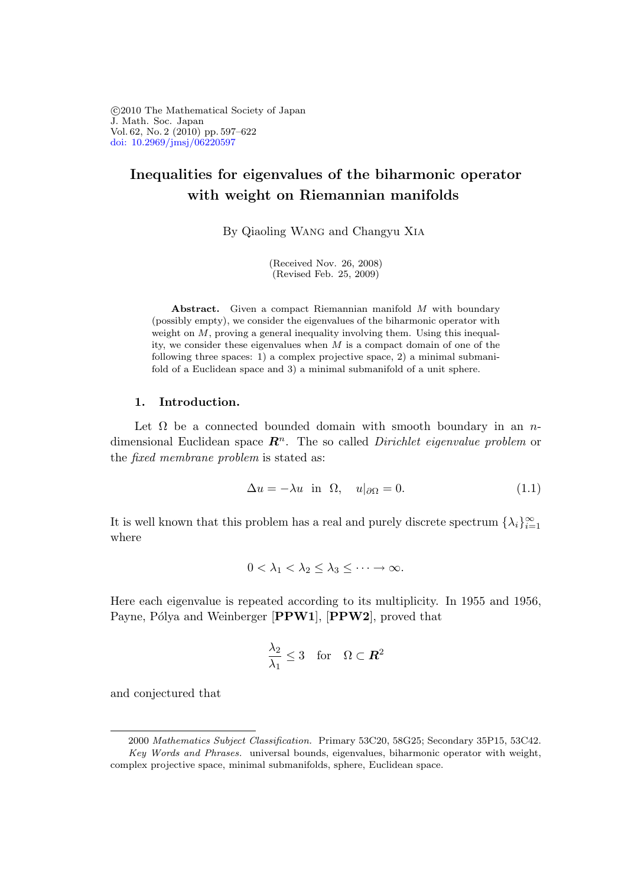©2010 The Mathematical Society of Japan
J. Math. Soc. Japan
Vol. 62, No. 2 (2010) pp. 597–622
doi: 10.2969/jmsj/06220597

# Inequalities for eigenvalues of the biharmonic operator with weight on Riemannian manifolds

By Qiaoling Wang and Changyu Xia

(Received Nov. 26, 2008)
(Revised Feb. 25, 2009)

**Abstract.** Given a compact Riemannian manifold $M$ with boundary (possibly empty), we consider the eigenvalues of the biharmonic operator with weight on $M$, proving a general inequality involving them. Using this inequality, we consider these eigenvalues when $M$ is a compact domain of one of the following three spaces: 1) a complex projective space, 2) a minimal submanifold of a Euclidean space and 3) a minimal submanifold of a unit sphere.

## 1. Introduction.

Let $\Omega$ be a connected bounded domain with smooth boundary in an $n$-dimensional Euclidean space $\boldsymbol{R}^n$. The so called *Dirichlet eigenvalue problem* or the *fixed membrane problem* is stated as:

$$\Delta u = -\lambda u \quad \text{in} \quad \Omega, \quad u|_{\partial\Omega} = 0. \tag{1.1}$$

It is well known that this problem has a real and purely discrete spectrum $\{\lambda_i\}_{i=1}^{\infty}$ where

$$0 < \lambda_1 < \lambda_2 \leq \lambda_3 \leq \cdots \to \infty.$$

Here each eigenvalue is repeated according to its multiplicity. In 1955 and 1956, Payne, Pólya and Weinberger [**PPW1**], [**PPW2**], proved that

$$\frac{\lambda_2}{\lambda_1} \leq 3 \quad \text{for} \quad \Omega \subset \boldsymbol{R}^2$$

and conjectured that

2000 *Mathematics Subject Classification.* Primary 53C20, 58G25; Secondary 35P15, 53C42.
*Key Words and Phrases.* universal bounds, eigenvalues, biharmonic operator with weight, complex projective space, minimal submanifolds, sphere, Euclidean space.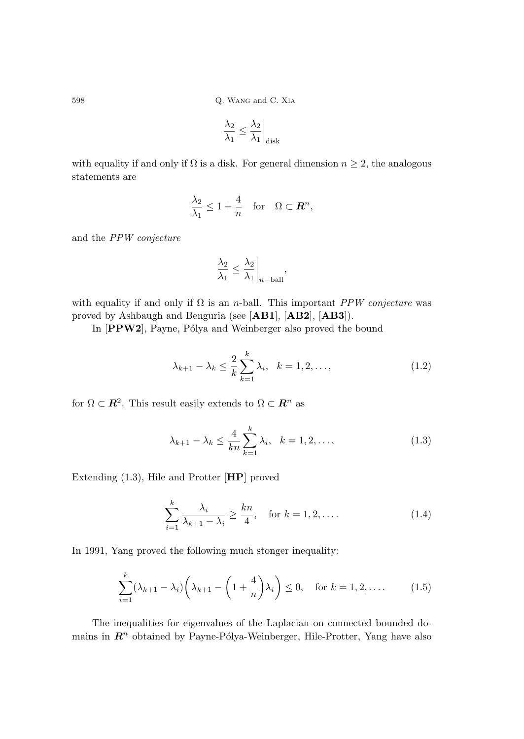$$\frac{\lambda_2}{\lambda_1} \leq \left.\frac{\lambda_2}{\lambda_1}\right|_{\text{disk}}$$

with equality if and only if $\Omega$ is a disk. For general dimension $n \geq 2$, the analogous statements are

$$\frac{\lambda_2}{\lambda_1} \leq 1 + \frac{4}{n} \quad \text{for} \quad \Omega \subset \boldsymbol{R}^n,$$

and the *PPW conjecture*

$$\frac{\lambda_2}{\lambda_1} \leq \left.\frac{\lambda_2}{\lambda_1}\right|_{n-\text{ball}},$$

with equality if and only if $\Omega$ is an $n$-ball. This important *PPW conjecture* was proved by Ashbaugh and Benguria (see [**AB1**], [**AB2**], [**AB3**]).

In [**PPW2**], Payne, Pólya and Weinberger also proved the bound

$$\lambda_{k+1} - \lambda_k \leq \frac{2}{k} \sum_{k=1}^{k} \lambda_i, \quad k = 1, 2, \ldots, \tag{1.2}$$

for $\Omega \subset \boldsymbol{R}^2$. This result easily extends to $\Omega \subset \boldsymbol{R}^n$ as

$$\lambda_{k+1} - \lambda_k \leq \frac{4}{kn} \sum_{k=1}^{k} \lambda_i, \quad k = 1, 2, \ldots, \tag{1.3}$$

Extending (1.3), Hile and Protter [**HP**] proved

$$\sum_{i=1}^{k} \frac{\lambda_i}{\lambda_{k+1} - \lambda_i} \geq \frac{kn}{4}, \quad \text{for } k = 1, 2, \ldots. \tag{1.4}$$

In 1991, Yang proved the following much stonger inequality:

$$\sum_{i=1}^{k} (\lambda_{k+1} - \lambda_i) \left( \lambda_{k+1} - \left(1 + \frac{4}{n}\right) \lambda_i \right) \leq 0, \quad \text{for } k = 1, 2, \ldots. \tag{1.5}$$

The inequalities for eigenvalues of the Laplacian on connected bounded domains in $\boldsymbol{R}^n$ obtained by Payne-Pólya-Weinberger, Hile-Protter, Yang have also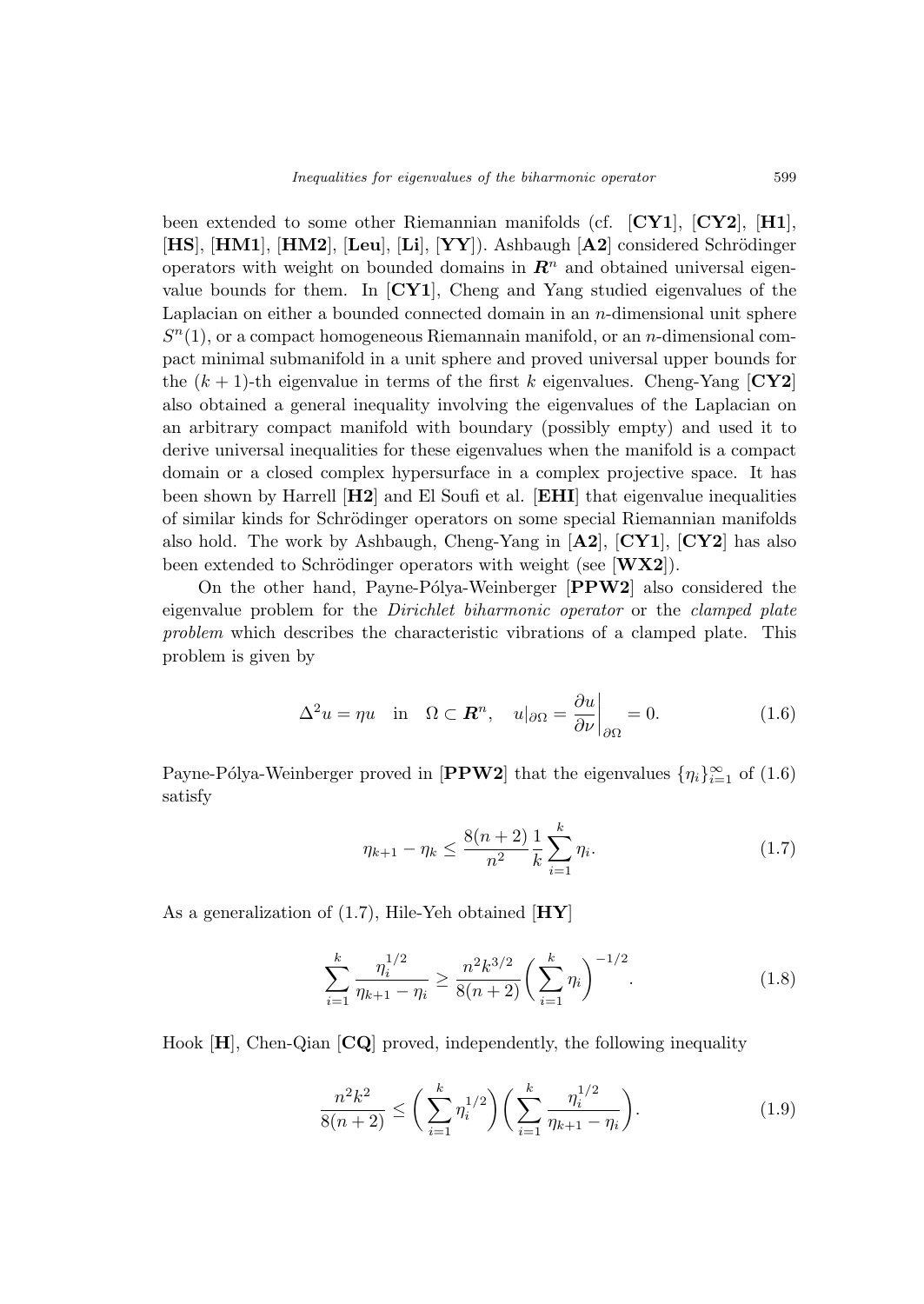been extended to some other Riemannian manifolds (cf. [**CY1**], [**CY2**], [**H1**], [**HS**], [**HM1**], [**HM2**], [**Leu**], [**Li**], [**YY**]). Ashbaugh [**A2**] considered Schrödinger operators with weight on bounded domains in $\boldsymbol{R}^n$ and obtained universal eigenvalue bounds for them. In [**CY1**], Cheng and Yang studied eigenvalues of the Laplacian on either a bounded connected domain in an $n$-dimensional unit sphere $S^n(1)$, or a compact homogeneous Riemannain manifold, or an $n$-dimensional compact minimal submanifold in a unit sphere and proved universal upper bounds for the $(k+1)$-th eigenvalue in terms of the first $k$ eigenvalues. Cheng-Yang [**CY2**] also obtained a general inequality involving the eigenvalues of the Laplacian on an arbitrary compact manifold with boundary (possibly empty) and used it to derive universal inequalities for these eigenvalues when the manifold is a compact domain or a closed complex hypersurface in a complex projective space. It has been shown by Harrell [**H2**] and El Soufi et al. [**EHI**] that eigenvalue inequalities of similar kinds for Schrödinger operators on some special Riemannian manifolds also hold. The work by Ashbaugh, Cheng-Yang in [**A2**], [**CY1**], [**CY2**] has also been extended to Schrödinger operators with weight (see [**WX2**]).

On the other hand, Payne-Pólya-Weinberger [**PPW2**] also considered the eigenvalue problem for the *Dirichlet biharmonic operator* or the *clamped plate problem* which describes the characteristic vibrations of a clamped plate. This problem is given by

$$\Delta^2 u = \eta u \quad \text{in} \quad \Omega \subset \boldsymbol{R}^n, \quad u|_{\partial\Omega} = \left.\frac{\partial u}{\partial \nu}\right|_{\partial\Omega} = 0. \tag{1.6}$$

Payne-Pólya-Weinberger proved in [**PPW2**] that the eigenvalues $\{\eta_i\}_{i=1}^{\infty}$ of (1.6) satisfy

$$\eta_{k+1} - \eta_k \leq \frac{8(n+2)}{n^2} \frac{1}{k} \sum_{i=1}^{k} \eta_i. \tag{1.7}$$

As a generalization of (1.7), Hile-Yeh obtained [**HY**]

$$\sum_{i=1}^{k} \frac{\eta_i^{1/2}}{\eta_{k+1} - \eta_i} \geq \frac{n^2 k^{3/2}}{8(n+2)} \left( \sum_{i=1}^{k} \eta_i \right)^{-1/2}. \tag{1.8}$$

Hook [**H**], Chen-Qian [**CQ**] proved, independently, the following inequality

$$\frac{n^2 k^2}{8(n+2)} \leq \left( \sum_{i=1}^{k} \eta_i^{1/2} \right) \left( \sum_{i=1}^{k} \frac{\eta_i^{1/2}}{\eta_{k+1} - \eta_i} \right). \tag{1.9}$$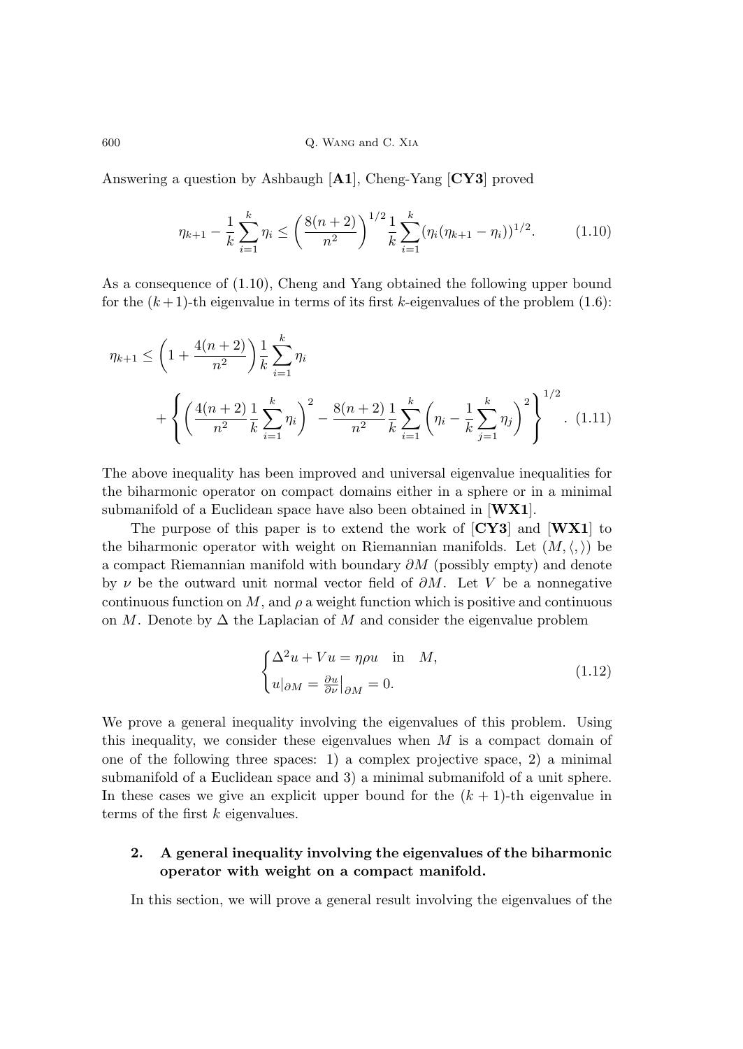Answering a question by Ashbaugh [**A1**], Cheng-Yang [**CY3**] proved

$$\eta_{k+1} - \frac{1}{k}\sum_{i=1}^{k}\eta_i \leq \left(\frac{8(n+2)}{n^2}\right)^{1/2}\frac{1}{k}\sum_{i=1}^{k}(\eta_i(\eta_{k+1}-\eta_i))^{1/2}. \tag{1.10}$$

As a consequence of (1.10), Cheng and Yang obtained the following upper bound for the $(k+1)$-th eigenvalue in terms of its first $k$-eigenvalues of the problem (1.6):

$$\eta_{k+1} \leq \left(1+\frac{4(n+2)}{n^2}\right)\frac{1}{k}\sum_{i=1}^{k}\eta_i + \left\{\left(\frac{4(n+2)}{n^2}\frac{1}{k}\sum_{i=1}^{k}\eta_i\right)^2 - \frac{8(n+2)}{n^2}\frac{1}{k}\sum_{i=1}^{k}\left(\eta_i - \frac{1}{k}\sum_{j=1}^{k}\eta_j\right)^2\right\}^{1/2}. \tag{1.11}$$

The above inequality has been improved and universal eigenvalue inequalities for the biharmonic operator on compact domains either in a sphere or in a minimal submanifold of a Euclidean space have also been obtained in [**WX1**].

The purpose of this paper is to extend the work of [**CY3**] and [**WX1**] to the biharmonic operator with weight on Riemannian manifolds. Let $(M,\langle,\rangle)$ be a compact Riemannian manifold with boundary $\partial M$ (possibly empty) and denote by $\nu$ be the outward unit normal vector field of $\partial M$. Let $V$ be a nonnegative continuous function on $M$, and $\rho$ a weight function which is positive and continuous on $M$. Denote by $\Delta$ the Laplacian of $M$ and consider the eigenvalue problem

$$\begin{cases} \Delta^2 u + Vu = \eta\rho u \quad \text{in} \quad M, \\ u|_{\partial M} = \frac{\partial u}{\partial \nu}|_{\partial M} = 0. \end{cases} \tag{1.12}$$

We prove a general inequality involving the eigenvalues of this problem. Using this inequality, we consider these eigenvalues when $M$ is a compact domain of one of the following three spaces: 1) a complex projective space, 2) a minimal submanifold of a Euclidean space and 3) a minimal submanifold of a unit sphere. In these cases we give an explicit upper bound for the $(k+1)$-th eigenvalue in terms of the first $k$ eigenvalues.

## 2. A general inequality involving the eigenvalues of the biharmonic operator with weight on a compact manifold.

In this section, we will prove a general result involving the eigenvalues of the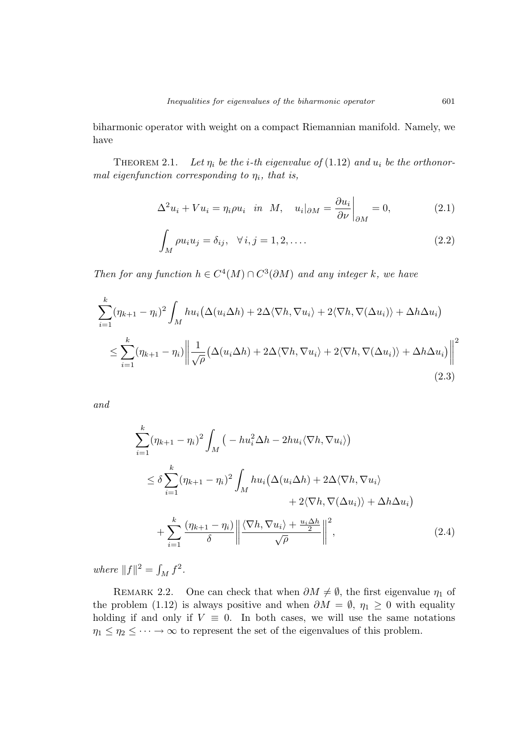biharmonic operator with weight on a compact Riemannian manifold. Namely, we have

THEOREM 2.1. *Let $\eta_i$ be the $i$-th eigenvalue of* (1.12) *and $u_i$ be the orthonormal eigenfunction corresponding to $\eta_i$, that is,*

$$\Delta^2 u_i + V u_i = \eta_i \rho u_i \quad in \quad M, \quad u_i|_{\partial M} = \left.\frac{\partial u_i}{\partial \nu}\right|_{\partial M} = 0, \tag{2.1}$$

$$\int_M \rho u_i u_j = \delta_{ij}, \quad \forall\, i, j = 1, 2, \ldots. \tag{2.2}$$

*Then for any function $h \in C^4(M) \cap C^3(\partial M)$ and any integer $k$, we have*

$$\begin{aligned}
&\sum_{i=1}^{k} (\eta_{k+1} - \eta_i)^2 \int_M h u_i \big(\Delta(u_i \Delta h) + 2\Delta\langle \nabla h, \nabla u_i\rangle + 2\langle \nabla h, \nabla(\Delta u_i)\rangle + \Delta h \Delta u_i\big) \\
&\quad \leq \sum_{i=1}^{k} (\eta_{k+1} - \eta_i) \left\| \frac{1}{\sqrt{\rho}} \big(\Delta(u_i \Delta h) + 2\Delta\langle \nabla h, \nabla u_i\rangle + 2\langle \nabla h, \nabla(\Delta u_i)\rangle + \Delta h \Delta u_i\big) \right\|^2
\end{aligned} \tag{2.3}$$

*and*

$$\begin{aligned}
&\sum_{i=1}^{k} (\eta_{k+1} - \eta_i)^2 \int_M \big( - h u_i^2 \Delta h - 2 h u_i \langle \nabla h, \nabla u_i\rangle \big) \\
&\quad \leq \delta \sum_{i=1}^{k} (\eta_{k+1} - \eta_i)^2 \int_M h u_i \big(\Delta(u_i \Delta h) + 2\Delta\langle \nabla h, \nabla u_i\rangle \\
&\qquad\qquad + 2\langle \nabla h, \nabla(\Delta u_i)\rangle + \Delta h \Delta u_i\big) \\
&\qquad + \sum_{i=1}^{k} \frac{(\eta_{k+1} - \eta_i)}{\delta} \left\| \frac{\langle \nabla h, \nabla u_i\rangle + \frac{u_i \Delta h}{2}}{\sqrt{\rho}} \right\|^2,
\end{aligned} \tag{2.4}$$

*where $\|f\|^2 = \int_M f^2$.*

REMARK 2.2. One can check that when $\partial M \neq \emptyset$, the first eigenvalue $\eta_1$ of the problem (1.12) is always positive and when $\partial M = \emptyset$, $\eta_1 \geq 0$ with equality holding if and only if $V \equiv 0$. In both cases, we will use the same notations $\eta_1 \leq \eta_2 \leq \cdots \to \infty$ to represent the set of the eigenvalues of this problem.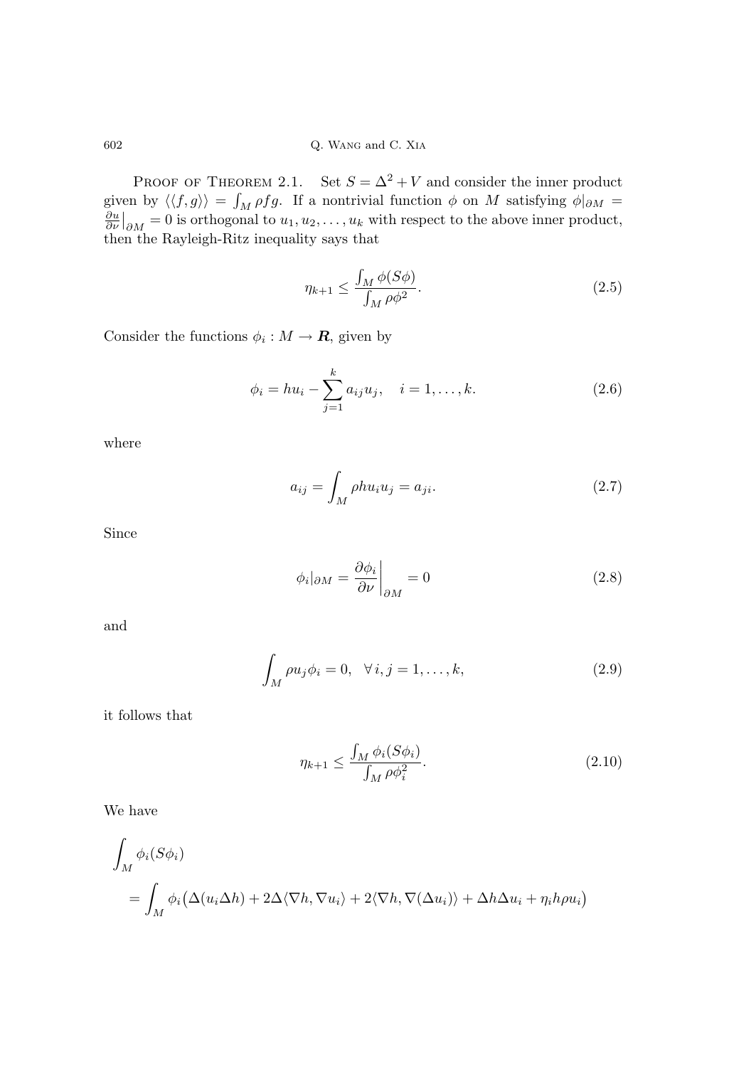PROOF OF THEOREM 2.1. Set $S = \Delta^2 + V$ and consider the inner product given by $\langle\langle f, g\rangle\rangle = \int_M \rho f g$. If a nontrivial function $\phi$ on $M$ satisfying $\phi|_{\partial M} = \frac{\partial u}{\partial \nu}\big|_{\partial M} = 0$ is orthogonal to $u_1, u_2, \ldots, u_k$ with respect to the above inner product, then the Rayleigh-Ritz inequality says that

$$\eta_{k+1} \leq \frac{\int_M \phi(S\phi)}{\int_M \rho\phi^2}. \tag{2.5}$$

Consider the functions $\phi_i : M \to \boldsymbol{R}$, given by

$$\phi_i = hu_i - \sum_{j=1}^{k} a_{ij} u_j, \quad i = 1, \ldots, k. \tag{2.6}$$

where

$$a_{ij} = \int_M \rho h u_i u_j = a_{ji}. \tag{2.7}$$

Since

$$\phi_i|_{\partial M} = \frac{\partial \phi_i}{\partial \nu}\bigg|_{\partial M} = 0 \tag{2.8}$$

and

$$\int_M \rho u_j \phi_i = 0, \quad \forall\, i, j = 1, \ldots, k, \tag{2.9}$$

it follows that

$$\eta_{k+1} \leq \frac{\int_M \phi_i(S\phi_i)}{\int_M \rho\phi_i^2}. \tag{2.10}$$

We have

$$\begin{aligned}
&\int_M \phi_i(S\phi_i) \\
&= \int_M \phi_i\big(\Delta(u_i\Delta h) + 2\Delta\langle\nabla h, \nabla u_i\rangle + 2\langle\nabla h, \nabla(\Delta u_i)\rangle + \Delta h \Delta u_i + \eta_i h\rho u_i\big)
\end{aligned}$$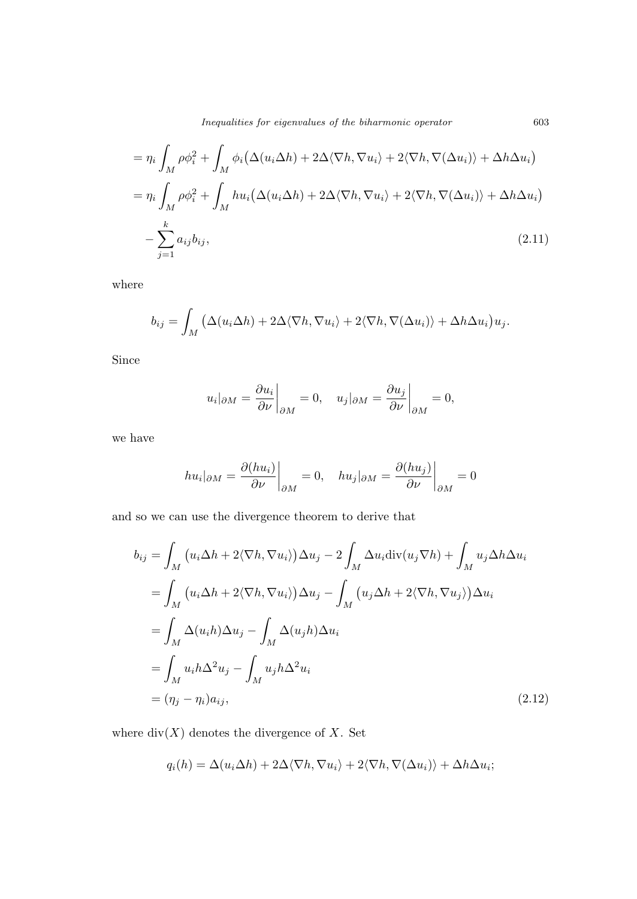$$
\begin{aligned}
&= \eta_i \int_M \rho\phi_i^2 + \int_M \phi_i\big(\Delta(u_i\Delta h) + 2\Delta\langle\nabla h, \nabla u_i\rangle + 2\langle\nabla h, \nabla(\Delta u_i)\rangle + \Delta h \Delta u_i\big) \\
&= \eta_i \int_M \rho\phi_i^2 + \int_M h u_i\big(\Delta(u_i\Delta h) + 2\Delta\langle\nabla h, \nabla u_i\rangle + 2\langle\nabla h, \nabla(\Delta u_i)\rangle + \Delta h \Delta u_i\big) \\
&\quad - \sum_{j=1}^k a_{ij} b_{ij},
\end{aligned}
\tag{2.11}
$$

where

$$
b_{ij} = \int_M \big(\Delta(u_i\Delta h) + 2\Delta\langle\nabla h, \nabla u_i\rangle + 2\langle\nabla h, \nabla(\Delta u_i)\rangle + \Delta h \Delta u_i\big) u_j.
$$

Since

$$
u_i|_{\partial M} = \frac{\partial u_i}{\partial \nu}\bigg|_{\partial M} = 0, \quad u_j|_{\partial M} = \frac{\partial u_j}{\partial \nu}\bigg|_{\partial M} = 0,
$$

we have

$$
h u_i|_{\partial M} = \frac{\partial (h u_i)}{\partial \nu}\bigg|_{\partial M} = 0, \quad h u_j|_{\partial M} = \frac{\partial (h u_j)}{\partial \nu}\bigg|_{\partial M} = 0
$$

and so we can use the divergence theorem to derive that

$$
\begin{aligned}
b_{ij} &= \int_M \big(u_i \Delta h + 2\langle\nabla h, \nabla u_i\rangle\big)\Delta u_j - 2\int_M \Delta u_i \operatorname{div}(u_j \nabla h) + \int_M u_j \Delta h \Delta u_i \\
&= \int_M \big(u_i \Delta h + 2\langle\nabla h, \nabla u_i\rangle\big)\Delta u_j - \int_M \big(u_j \Delta h + 2\langle\nabla h, \nabla u_j\rangle\big)\Delta u_i \\
&= \int_M \Delta(u_i h)\Delta u_j - \int_M \Delta(u_j h)\Delta u_i \\
&= \int_M u_i h \Delta^2 u_j - \int_M u_j h \Delta^2 u_i \\
&= (\eta_j - \eta_i) a_{ij},
\end{aligned}
\tag{2.12}
$$

where $\operatorname{div}(X)$ denotes the divergence of $X$. Set

$$
q_i(h) = \Delta(u_i\Delta h) + 2\Delta\langle\nabla h, \nabla u_i\rangle + 2\langle\nabla h, \nabla(\Delta u_i)\rangle + \Delta h \Delta u_i;
$$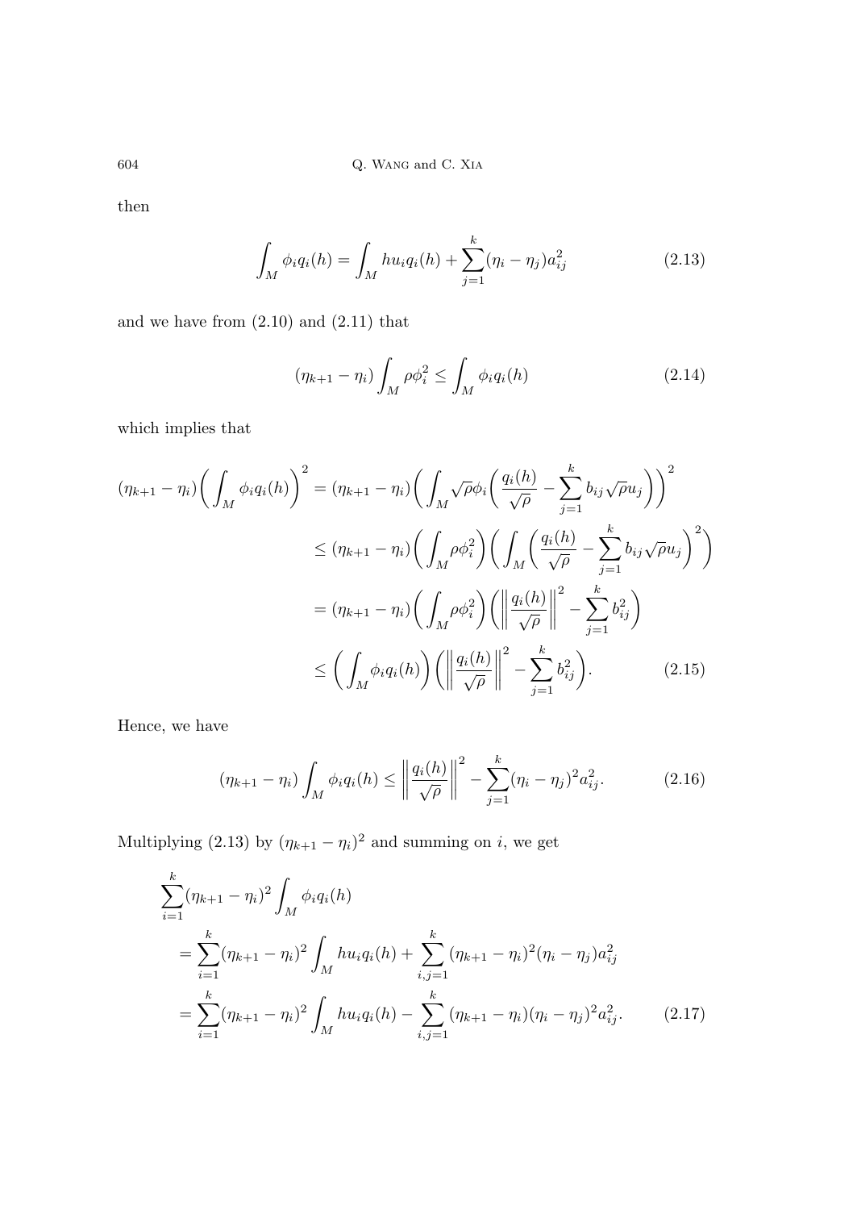then

$$\int_M \phi_i q_i(h) = \int_M h u_i q_i(h) + \sum_{j=1}^{k} (\eta_i - \eta_j) a_{ij}^2 \tag{2.13}$$

and we have from (2.10) and (2.11) that

$$(\eta_{k+1} - \eta_i) \int_M \rho \phi_i^2 \leq \int_M \phi_i q_i(h) \tag{2.14}$$

which implies that

$$\begin{aligned}
(\eta_{k+1} - \eta_i)\bigg(\int_M \phi_i q_i(h)\bigg)^2 &= (\eta_{k+1} - \eta_i)\bigg(\int_M \sqrt{\rho}\phi_i \bigg(\frac{q_i(h)}{\sqrt{\rho}} - \sum_{j=1}^{k} b_{ij}\sqrt{\rho}u_j\bigg)\bigg)^2 \\
&\leq (\eta_{k+1} - \eta_i)\bigg(\int_M \rho\phi_i^2\bigg)\bigg(\int_M \bigg(\frac{q_i(h)}{\sqrt{\rho}} - \sum_{j=1}^{k} b_{ij}\sqrt{\rho}u_j\bigg)^2\bigg) \\
&= (\eta_{k+1} - \eta_i)\bigg(\int_M \rho\phi_i^2\bigg)\bigg(\bigg\|\frac{q_i(h)}{\sqrt{\rho}}\bigg\|^2 - \sum_{j=1}^{k} b_{ij}^2\bigg) \\
&\leq \bigg(\int_M \phi_i q_i(h)\bigg)\bigg(\bigg\|\frac{q_i(h)}{\sqrt{\rho}}\bigg\|^2 - \sum_{j=1}^{k} b_{ij}^2\bigg).
\end{aligned} \tag{2.15}$$

Hence, we have

$$(\eta_{k+1} - \eta_i) \int_M \phi_i q_i(h) \leq \bigg\|\frac{q_i(h)}{\sqrt{\rho}}\bigg\|^2 - \sum_{j=1}^{k} (\eta_i - \eta_j)^2 a_{ij}^2. \tag{2.16}$$

Multiplying (2.13) by $(\eta_{k+1} - \eta_i)^2$ and summing on $i$, we get

$$\begin{aligned}
&\sum_{i=1}^{k} (\eta_{k+1} - \eta_i)^2 \int_M \phi_i q_i(h) \\
&\quad = \sum_{i=1}^{k} (\eta_{k+1} - \eta_i)^2 \int_M h u_i q_i(h) + \sum_{i,j=1}^{k} (\eta_{k+1} - \eta_i)^2 (\eta_i - \eta_j) a_{ij}^2 \\
&\quad = \sum_{i=1}^{k} (\eta_{k+1} - \eta_i)^2 \int_M h u_i q_i(h) - \sum_{i,j=1}^{k} (\eta_{k+1} - \eta_i)(\eta_i - \eta_j)^2 a_{ij}^2.
\end{aligned} \tag{2.17}$$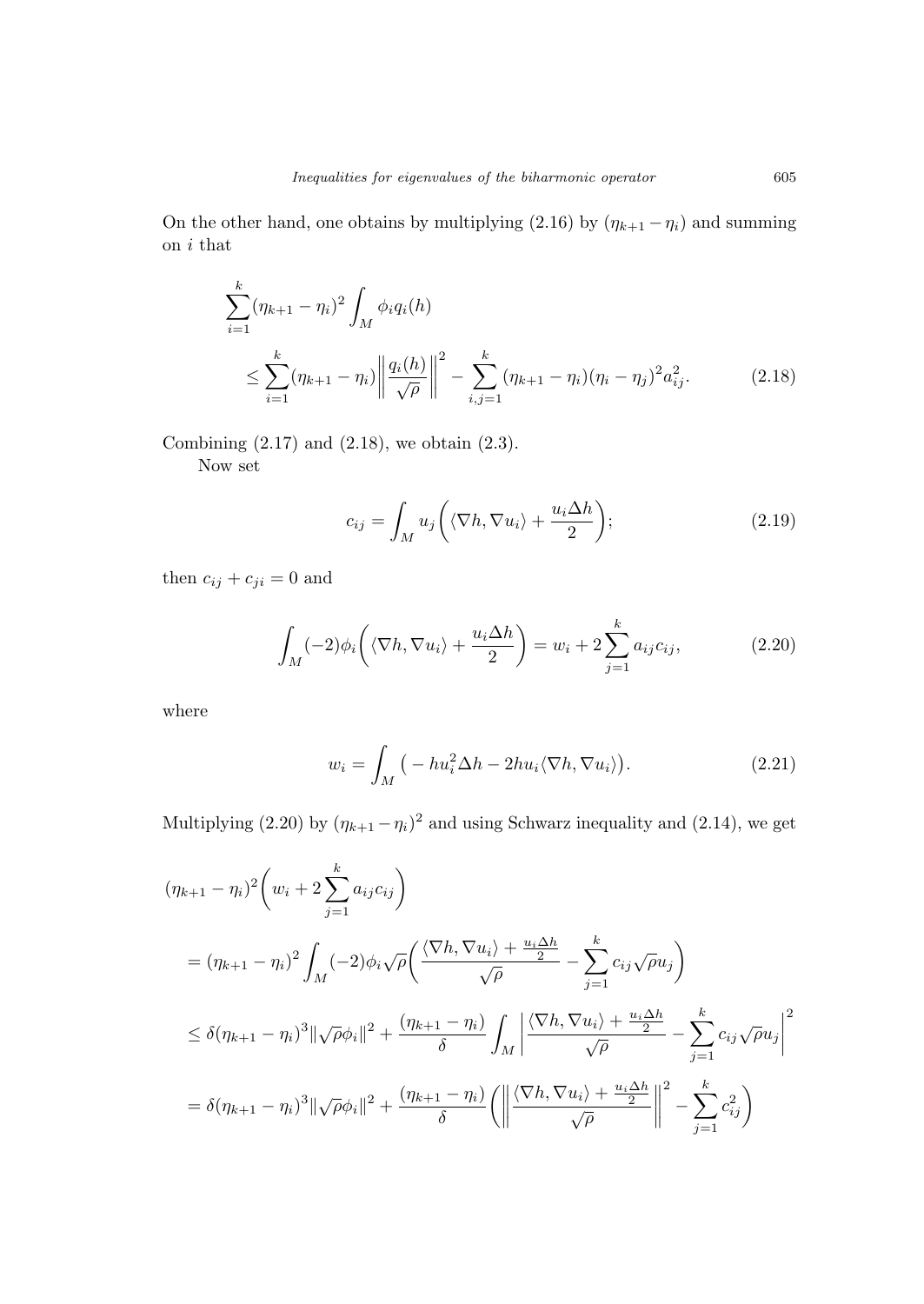On the other hand, one obtains by multiplying (2.16) by $(\eta_{k+1} - \eta_i)$ and summing on $i$ that

$$
\begin{aligned}
&\sum_{i=1}^{k} (\eta_{k+1} - \eta_i)^2 \int_M \phi_i q_i(h) \\
&\quad \le \sum_{i=1}^{k} (\eta_{k+1} - \eta_i) \left\| \frac{q_i(h)}{\sqrt{\rho}} \right\|^2 - \sum_{i,j=1}^{k} (\eta_{k+1} - \eta_i)(\eta_i - \eta_j)^2 a_{ij}^2. \qquad (2.18)
\end{aligned}
$$

Combining (2.17) and (2.18), we obtain (2.3).

Now set

$$
c_{ij} = \int_M u_j \left( \langle \nabla h, \nabla u_i \rangle + \frac{u_i \Delta h}{2} \right); \tag{2.19}
$$

then $c_{ij} + c_{ji} = 0$ and

$$
\int_M (-2)\phi_i \left( \langle \nabla h, \nabla u_i \rangle + \frac{u_i \Delta h}{2} \right) = w_i + 2 \sum_{j=1}^{k} a_{ij} c_{ij}, \tag{2.20}
$$

where

$$
w_i = \int_M \left( -h u_i^2 \Delta h - 2 h u_i \langle \nabla h, \nabla u_i \rangle \right). \tag{2.21}
$$

Multiplying (2.20) by $(\eta_{k+1} - \eta_i)^2$ and using Schwarz inequality and (2.14), we get

$$
\begin{aligned}
&(\eta_{k+1} - \eta_i)^2 \left( w_i + 2 \sum_{j=1}^{k} a_{ij} c_{ij} \right) \\
&= (\eta_{k+1} - \eta_i)^2 \int_M (-2)\phi_i \sqrt{\rho} \left( \frac{\langle \nabla h, \nabla u_i \rangle + \frac{u_i \Delta h}{2}}{\sqrt{\rho}} - \sum_{j=1}^{k} c_{ij} \sqrt{\rho} u_j \right) \\
&\le \delta (\eta_{k+1} - \eta_i)^3 \| \sqrt{\rho} \phi_i \|^2 + \frac{(\eta_{k+1} - \eta_i)}{\delta} \int_M \left| \frac{\langle \nabla h, \nabla u_i \rangle + \frac{u_i \Delta h}{2}}{\sqrt{\rho}} - \sum_{j=1}^{k} c_{ij} \sqrt{\rho} u_j \right|^2 \\
&= \delta (\eta_{k+1} - \eta_i)^3 \| \sqrt{\rho} \phi_i \|^2 + \frac{(\eta_{k+1} - \eta_i)}{\delta} \left( \left\| \frac{\langle \nabla h, \nabla u_i \rangle + \frac{u_i \Delta h}{2}}{\sqrt{\rho}} \right\|^2 - \sum_{j=1}^{k} c_{ij}^2 \right)
\end{aligned}
$$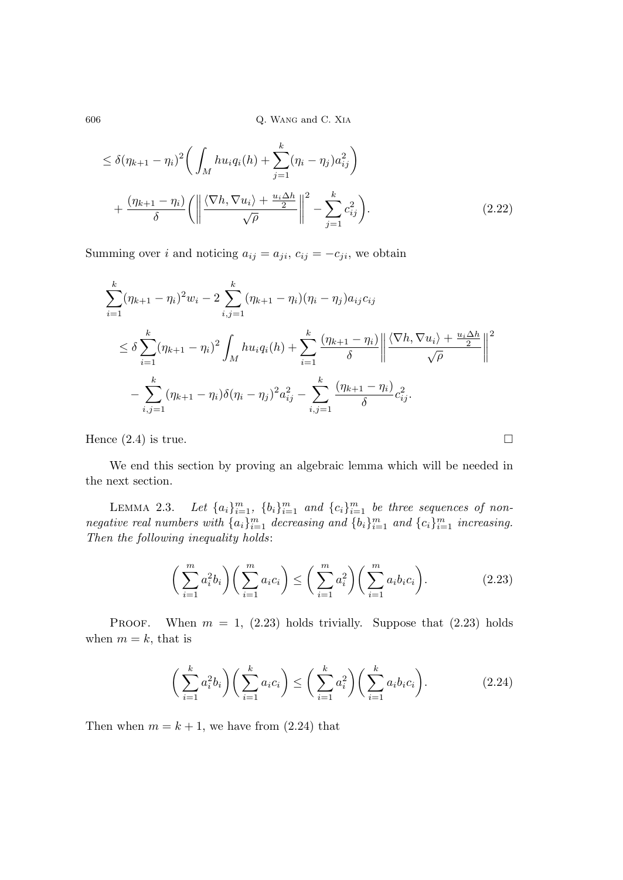$$
\begin{aligned}
&\leq \delta(\eta_{k+1}-\eta_i)^2\bigg(\int_M hu_i q_i(h) + \sum_{j=1}^k (\eta_i-\eta_j)a_{ij}^2\bigg) \\
&\quad + \frac{(\eta_{k+1}-\eta_i)}{\delta}\bigg(\bigg\|\frac{\langle \nabla h, \nabla u_i\rangle + \frac{u_i\Delta h}{2}}{\sqrt{\rho}}\bigg\|^2 - \sum_{j=1}^k c_{ij}^2\bigg).
\end{aligned} \tag{2.22}
$$

Summing over $i$ and noticing $a_{ij}=a_{ji}$, $c_{ij}=-c_{ji}$, we obtain

$$
\begin{aligned}
&\sum_{i=1}^k (\eta_{k+1}-\eta_i)^2 w_i - 2\sum_{i,j=1}^k (\eta_{k+1}-\eta_i)(\eta_i-\eta_j)a_{ij}c_{ij} \\
&\quad \leq \delta\sum_{i=1}^k (\eta_{k+1}-\eta_i)^2 \int_M hu_i q_i(h) + \sum_{i=1}^k \frac{(\eta_{k+1}-\eta_i)}{\delta}\bigg\|\frac{\langle \nabla h, \nabla u_i\rangle + \frac{u_i\Delta h}{2}}{\sqrt{\rho}}\bigg\|^2 \\
&\qquad - \sum_{i,j=1}^k (\eta_{k+1}-\eta_i)\delta(\eta_i-\eta_j)^2 a_{ij}^2 - \sum_{i,j=1}^k \frac{(\eta_{k+1}-\eta_i)}{\delta}c_{ij}^2.
\end{aligned}
$$

Hence (2.4) is true. $\square$

We end this section by proving an algebraic lemma which will be needed in the next section.

LEMMA 2.3. *Let $\{a_i\}_{i=1}^m$, $\{b_i\}_{i=1}^m$ and $\{c_i\}_{i=1}^m$ be three sequences of non-negative real numbers with $\{a_i\}_{i=1}^m$ decreasing and $\{b_i\}_{i=1}^m$ and $\{c_i\}_{i=1}^m$ increasing. Then the following inequality holds*:

$$
\bigg(\sum_{i=1}^m a_i^2 b_i\bigg)\bigg(\sum_{i=1}^m a_i c_i\bigg) \leq \bigg(\sum_{i=1}^m a_i^2\bigg)\bigg(\sum_{i=1}^m a_i b_i c_i\bigg). \tag{2.23}
$$

PROOF. When $m=1$, (2.23) holds trivially. Suppose that (2.23) holds when $m=k$, that is

$$
\bigg(\sum_{i=1}^k a_i^2 b_i\bigg)\bigg(\sum_{i=1}^k a_i c_i\bigg) \leq \bigg(\sum_{i=1}^k a_i^2\bigg)\bigg(\sum_{i=1}^k a_i b_i c_i\bigg). \tag{2.24}
$$

Then when $m=k+1$, we have from (2.24) that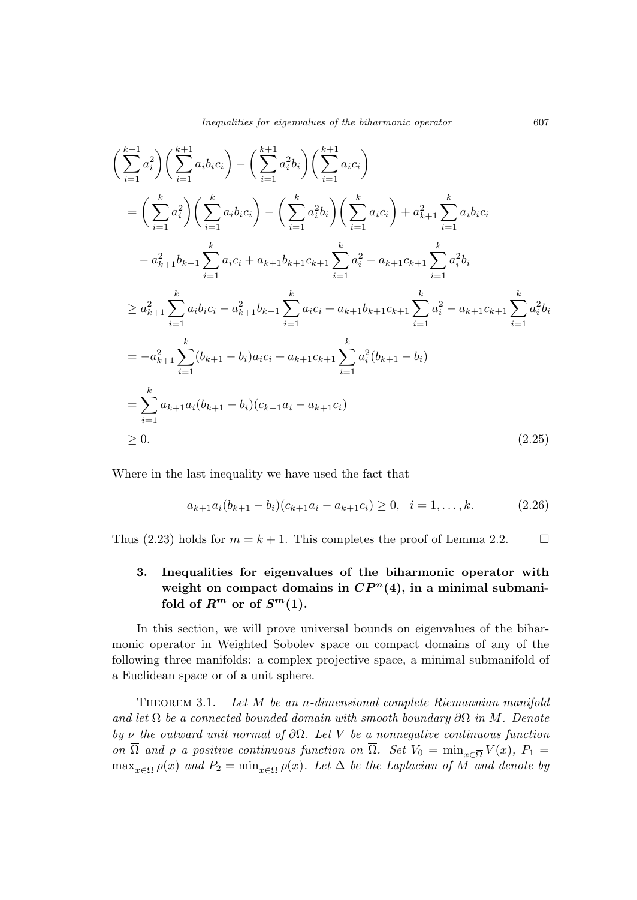$$
\begin{aligned}
&\Big(\sum_{i=1}^{k+1} a_i^2\Big)\Big(\sum_{i=1}^{k+1} a_i b_i c_i\Big) - \Big(\sum_{i=1}^{k+1} a_i^2 b_i\Big)\Big(\sum_{i=1}^{k+1} a_i c_i\Big) \\
&= \Big(\sum_{i=1}^{k} a_i^2\Big)\Big(\sum_{i=1}^{k} a_i b_i c_i\Big) - \Big(\sum_{i=1}^{k} a_i^2 b_i\Big)\Big(\sum_{i=1}^{k} a_i c_i\Big) + a_{k+1}^2 \sum_{i=1}^{k} a_i b_i c_i \\
&\quad - a_{k+1}^2 b_{k+1} \sum_{i=1}^{k} a_i c_i + a_{k+1} b_{k+1} c_{k+1} \sum_{i=1}^{k} a_i^2 - a_{k+1} c_{k+1} \sum_{i=1}^{k} a_i^2 b_i \\
&\geq a_{k+1}^2 \sum_{i=1}^{k} a_i b_i c_i - a_{k+1}^2 b_{k+1} \sum_{i=1}^{k} a_i c_i + a_{k+1} b_{k+1} c_{k+1} \sum_{i=1}^{k} a_i^2 - a_{k+1} c_{k+1} \sum_{i=1}^{k} a_i^2 b_i \\
&= -a_{k+1}^2 \sum_{i=1}^{k} (b_{k+1} - b_i) a_i c_i + a_{k+1} c_{k+1} \sum_{i=1}^{k} a_i^2 (b_{k+1} - b_i) \\
&= \sum_{i=1}^{k} a_{k+1} a_i (b_{k+1} - b_i)(c_{k+1} a_i - a_{k+1} c_i) \\
&\geq 0. \qquad\qquad (2.25)
\end{aligned}
$$

Where in the last inequality we have used the fact that

$$
a_{k+1} a_i (b_{k+1} - b_i)(c_{k+1} a_i - a_{k+1} c_i) \geq 0, \quad i = 1, \ldots, k. \qquad (2.26)
$$

Thus (2.23) holds for $m = k + 1$. This completes the proof of Lemma 2.2. $\square$

## 3. Inequalities for eigenvalues of the biharmonic operator with weight on compact domains in $CP^n(4)$, in a minimal submanifold of $R^m$ or of $S^m(1)$.

In this section, we will prove universal bounds on eigenvalues of the biharmonic operator in Weighted Sobolev space on compact domains of any of the following three manifolds: a complex projective space, a minimal submanifold of a Euclidean space or of a unit sphere.

THEOREM 3.1. *Let $M$ be an $n$-dimensional complete Riemannian manifold and let $\Omega$ be a connected bounded domain with smooth boundary $\partial\Omega$ in $M$. Denote by $\nu$ the outward unit normal of $\partial\Omega$. Let $V$ be a nonnegative continuous function on $\overline{\Omega}$ and $\rho$ a positive continuous function on $\overline{\Omega}$. Set $V_0 = \min_{x\in\overline{\Omega}} V(x)$, $P_1 = \max_{x\in\overline{\Omega}} \rho(x)$ and $P_2 = \min_{x\in\overline{\Omega}} \rho(x)$. Let $\Delta$ be the Laplacian of $M$ and denote by*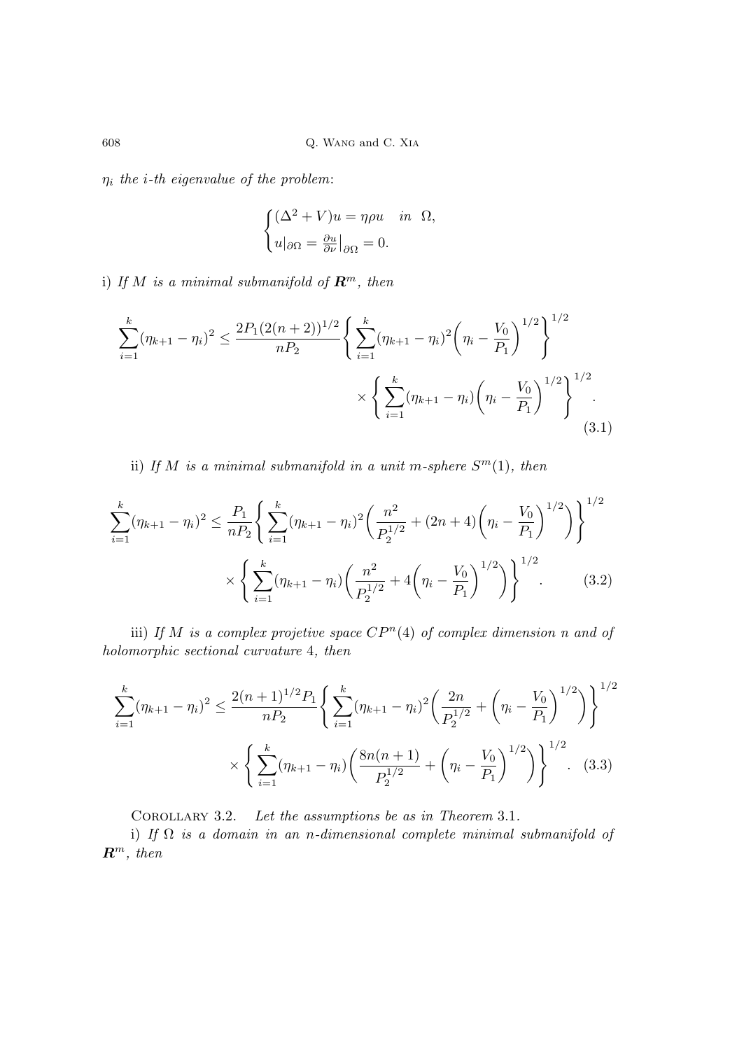$\eta_i$ *the i-th eigenvalue of the problem*:

$$\begin{cases}(\Delta^2 + V)u = \eta \rho u & in \ \ \Omega, \\ u|_{\partial\Omega} = \frac{\partial u}{\partial \nu}\big|_{\partial\Omega} = 0.\end{cases}$$

i) *If $M$ is a minimal submanifold of $\boldsymbol{R}^m$, then*

$$\sum_{i=1}^{k}(\eta_{k+1}-\eta_i)^2 \le \frac{2P_1(2(n+2))^{1/2}}{nP_2}\left\{\sum_{i=1}^{k}(\eta_{k+1}-\eta_i)^2\left(\eta_i - \frac{V_0}{P_1}\right)^{1/2}\right\}^{1/2} \times \left\{\sum_{i=1}^{k}(\eta_{k+1}-\eta_i)\left(\eta_i - \frac{V_0}{P_1}\right)^{1/2}\right\}^{1/2}. \tag{3.1}$$

ii) *If $M$ is a minimal submanifold in a unit m-sphere $S^m(1)$, then*

$$\sum_{i=1}^{k}(\eta_{k+1}-\eta_i)^2 \le \frac{P_1}{nP_2}\left\{\sum_{i=1}^{k}(\eta_{k+1}-\eta_i)^2\left(\frac{n^2}{P_2^{1/2}} + (2n+4)\left(\eta_i - \frac{V_0}{P_1}\right)^{1/2}\right)\right\}^{1/2} \times \left\{\sum_{i=1}^{k}(\eta_{k+1}-\eta_i)\left(\frac{n^2}{P_2^{1/2}} + 4\left(\eta_i - \frac{V_0}{P_1}\right)^{1/2}\right)\right\}^{1/2}. \tag{3.2}$$

iii) *If $M$ is a complex projetive space $CP^n(4)$ of complex dimension $n$ and of holomorphic sectional curvature $4$, then*

$$\sum_{i=1}^{k}(\eta_{k+1}-\eta_i)^2 \le \frac{2(n+1)^{1/2}P_1}{nP_2}\left\{\sum_{i=1}^{k}(\eta_{k+1}-\eta_i)^2\left(\frac{2n}{P_2^{1/2}} + \left(\eta_i - \frac{V_0}{P_1}\right)^{1/2}\right)\right\}^{1/2} \times \left\{\sum_{i=1}^{k}(\eta_{k+1}-\eta_i)\left(\frac{8n(n+1)}{P_2^{1/2}} + \left(\eta_i - \frac{V_0}{P_1}\right)^{1/2}\right)\right\}^{1/2}. \tag{3.3}$$

Corollary 3.2. *Let the assumptions be as in Theorem* 3.1.

i) *If $\Omega$ is a domain in an n-dimensional complete minimal submanifold of $\boldsymbol{R}^m$, then*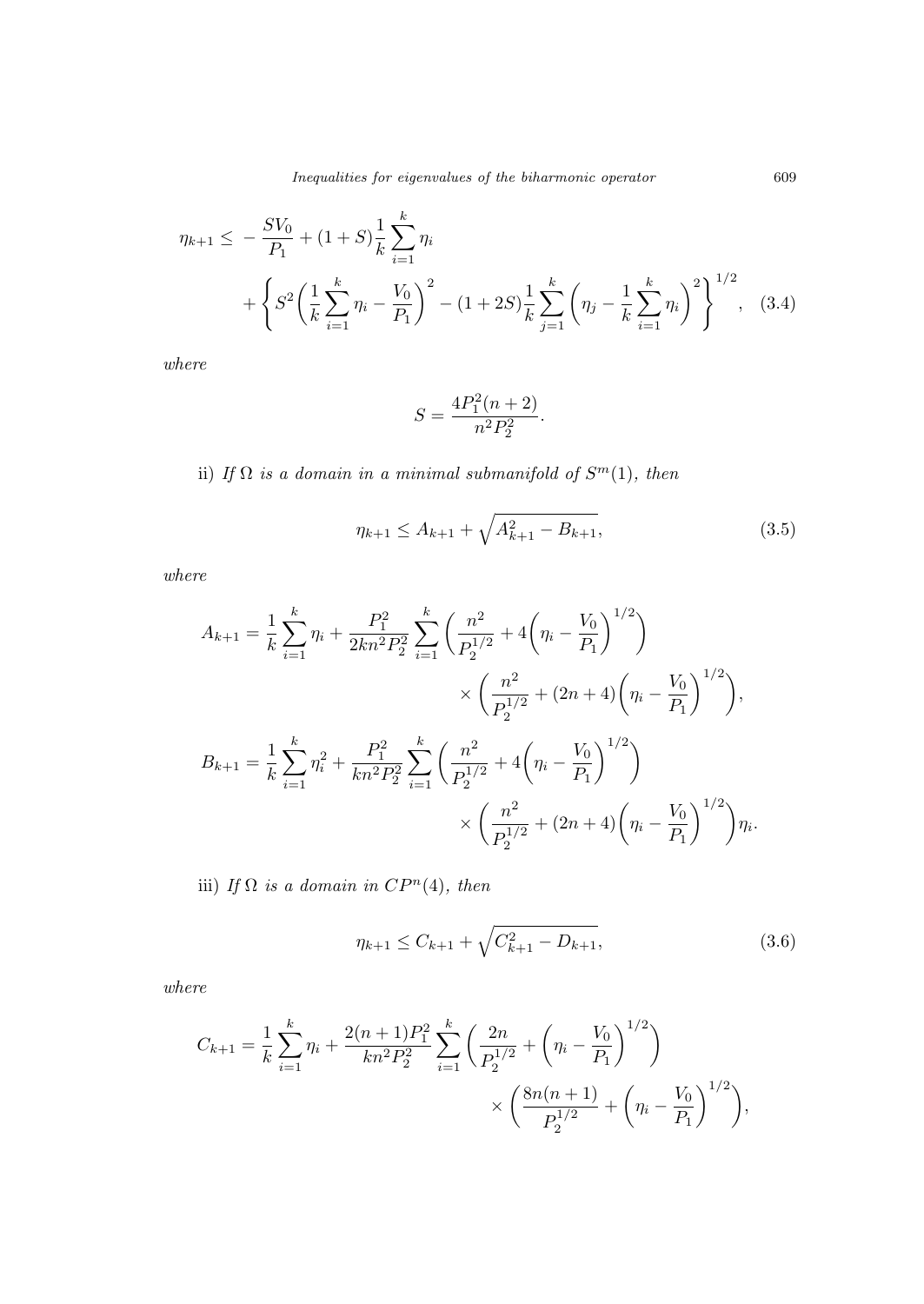$$\eta_{k+1} \le -\frac{SV_0}{P_1} + (1+S)\frac{1}{k}\sum_{i=1}^{k}\eta_i + \left\{ S^2\left(\frac{1}{k}\sum_{i=1}^{k}\eta_i - \frac{V_0}{P_1}\right)^2 - (1+2S)\frac{1}{k}\sum_{j=1}^{k}\left(\eta_j - \frac{1}{k}\sum_{i=1}^{k}\eta_i\right)^2 \right\}^{1/2}, \quad (3.4)$$

*where*

$$S = \frac{4P_1^2(n+2)}{n^2P_2^2}.$$

ii) *If* $\Omega$ *is a domain in a minimal submanifold of* $S^m(1)$*, then*

$$\eta_{k+1} \le A_{k+1} + \sqrt{A_{k+1}^2 - B_{k+1}}, \quad (3.5)$$

*where*

$$A_{k+1} = \frac{1}{k}\sum_{i=1}^{k}\eta_i + \frac{P_1^2}{2kn^2P_2^2}\sum_{i=1}^{k}\left(\frac{n^2}{P_2^{1/2}} + 4\left(\eta_i - \frac{V_0}{P_1}\right)^{1/2}\right) \times \left(\frac{n^2}{P_2^{1/2}} + (2n+4)\left(\eta_i - \frac{V_0}{P_1}\right)^{1/2}\right),$$

$$B_{k+1} = \frac{1}{k}\sum_{i=1}^{k}\eta_i^2 + \frac{P_1^2}{kn^2P_2^2}\sum_{i=1}^{k}\left(\frac{n^2}{P_2^{1/2}} + 4\left(\eta_i - \frac{V_0}{P_1}\right)^{1/2}\right) \times \left(\frac{n^2}{P_2^{1/2}} + (2n+4)\left(\eta_i - \frac{V_0}{P_1}\right)^{1/2}\right)\eta_i.$$

iii) *If* $\Omega$ *is a domain in* $CP^n(4)$*, then*

$$\eta_{k+1} \le C_{k+1} + \sqrt{C_{k+1}^2 - D_{k+1}}, \quad (3.6)$$

*where*

$$C_{k+1} = \frac{1}{k}\sum_{i=1}^{k}\eta_i + \frac{2(n+1)P_1^2}{kn^2P_2^2}\sum_{i=1}^{k}\left(\frac{2n}{P_2^{1/2}} + \left(\eta_i - \frac{V_0}{P_1}\right)^{1/2}\right) \times \left(\frac{8n(n+1)}{P_2^{1/2}} + \left(\eta_i - \frac{V_0}{P_1}\right)^{1/2}\right),$$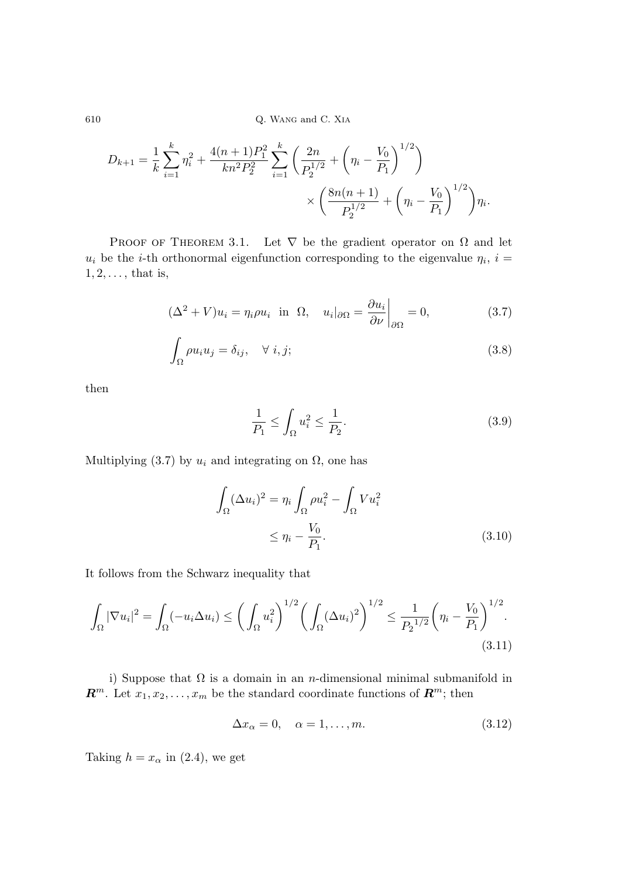$$D_{k+1} = \frac{1}{k}\sum_{i=1}^{k}\eta_i^2 + \frac{4(n+1)P_1^2}{kn^2P_2^2}\sum_{i=1}^{k}\left(\frac{2n}{P_2^{1/2}} + \left(\eta_i - \frac{V_0}{P_1}\right)^{1/2}\right) \times \left(\frac{8n(n+1)}{P_2^{1/2}} + \left(\eta_i - \frac{V_0}{P_1}\right)^{1/2}\right)\eta_i.$$

PROOF OF THEOREM 3.1. Let $\nabla$ be the gradient operator on $\Omega$ and let $u_i$ be the $i$-th orthonormal eigenfunction corresponding to the eigenvalue $\eta_i$, $i = 1, 2, \ldots$, that is,

$$(\Delta^2 + V)u_i = \eta_i \rho u_i \ \text{ in } \ \Omega, \quad u_i|_{\partial\Omega} = \left.\frac{\partial u_i}{\partial \nu}\right|_{\partial\Omega} = 0, \tag{3.7}$$

$$\int_\Omega \rho u_i u_j = \delta_{ij}, \quad \forall\ i, j; \tag{3.8}$$

then

$$\frac{1}{P_1} \leq \int_\Omega u_i^2 \leq \frac{1}{P_2}. \tag{3.9}$$

Multiplying (3.7) by $u_i$ and integrating on $\Omega$, one has

$$\begin{aligned}\int_\Omega (\Delta u_i)^2 &= \eta_i \int_\Omega \rho u_i^2 - \int_\Omega V u_i^2 \\ &\leq \eta_i - \frac{V_0}{P_1}.\end{aligned} \tag{3.10}$$

It follows from the Schwarz inequality that

$$\int_\Omega |\nabla u_i|^2 = \int_\Omega (-u_i \Delta u_i) \leq \left(\int_\Omega u_i^2\right)^{1/2}\left(\int_\Omega (\Delta u_i)^2\right)^{1/2} \leq \frac{1}{{P_2}^{1/2}}\left(\eta_i - \frac{V_0}{P_1}\right)^{1/2}. \tag{3.11}$$

i) Suppose that $\Omega$ is a domain in an $n$-dimensional minimal submanifold in $\boldsymbol{R}^m$. Let $x_1, x_2, \ldots, x_m$ be the standard coordinate functions of $\boldsymbol{R}^m$; then

$$\Delta x_\alpha = 0, \quad \alpha = 1, \ldots, m. \tag{3.12}$$

Taking $h = x_\alpha$ in (2.4), we get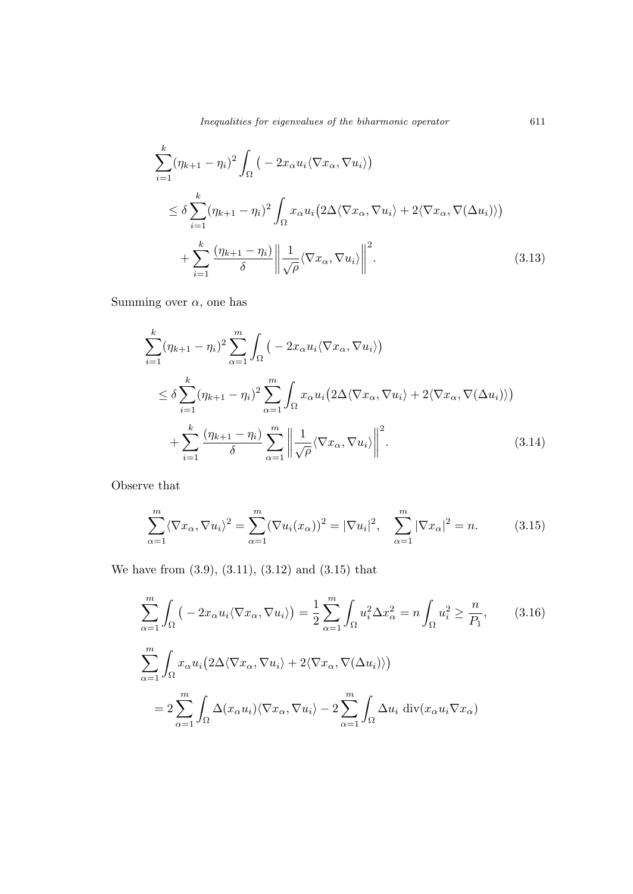$$
\begin{aligned}
\sum_{i=1}^{k}(\eta_{k+1}-\eta_i)^2 &\int_\Omega \big(-2x_\alpha u_i\langle\nabla x_\alpha,\nabla u_i\rangle\big) \\
&\le \delta\sum_{i=1}^{k}(\eta_{k+1}-\eta_i)^2\int_\Omega x_\alpha u_i\big(2\Delta\langle\nabla x_\alpha,\nabla u_i\rangle+2\langle\nabla x_\alpha,\nabla(\Delta u_i)\rangle\big) \\
&\quad+\sum_{i=1}^{k}\frac{(\eta_{k+1}-\eta_i)}{\delta}\bigg\|\frac{1}{\sqrt{\rho}}\langle\nabla x_\alpha,\nabla u_i\rangle\bigg\|^2.
\end{aligned}
\tag{3.13}
$$

Summing over $\alpha$, one has

$$
\begin{aligned}
\sum_{i=1}^{k}(\eta_{k+1}-\eta_i)^2 &\sum_{\alpha=1}^{m}\int_\Omega \big(-2x_\alpha u_i\langle\nabla x_\alpha,\nabla u_i\rangle\big) \\
&\le \delta\sum_{i=1}^{k}(\eta_{k+1}-\eta_i)^2\sum_{\alpha=1}^{m}\int_\Omega x_\alpha u_i\big(2\Delta\langle\nabla x_\alpha,\nabla u_i\rangle+2\langle\nabla x_\alpha,\nabla(\Delta u_i)\rangle\big) \\
&\quad+\sum_{i=1}^{k}\frac{(\eta_{k+1}-\eta_i)}{\delta}\sum_{\alpha=1}^{m}\bigg\|\frac{1}{\sqrt{\rho}}\langle\nabla x_\alpha,\nabla u_i\rangle\bigg\|^2.
\end{aligned}
\tag{3.14}
$$

Observe that

$$
\sum_{\alpha=1}^{m}\langle\nabla x_\alpha,\nabla u_i\rangle^2=\sum_{\alpha=1}^{m}(\nabla u_i(x_\alpha))^2=|\nabla u_i|^2,\quad \sum_{\alpha=1}^{m}|\nabla x_\alpha|^2=n.
\tag{3.15}
$$

We have from (3.9), (3.11), (3.12) and (3.15) that

$$
\sum_{\alpha=1}^{m}\int_\Omega\big(-2x_\alpha u_i\langle\nabla x_\alpha,\nabla u_i\rangle\big)=\frac{1}{2}\sum_{\alpha=1}^{m}\int_\Omega u_i^2\Delta x_\alpha^2=n\int_\Omega u_i^2\ge\frac{n}{P_1},
\tag{3.16}
$$

$$
\begin{aligned}
&\sum_{\alpha=1}^{m}\int_\Omega x_\alpha u_i\big(2\Delta\langle\nabla x_\alpha,\nabla u_i\rangle+2\langle\nabla x_\alpha,\nabla(\Delta u_i)\rangle\big) \\
&\quad=2\sum_{\alpha=1}^{m}\int_\Omega\Delta(x_\alpha u_i)\langle\nabla x_\alpha,\nabla u_i\rangle-2\sum_{\alpha=1}^{m}\int_\Omega\Delta u_i\ \mathrm{div}(x_\alpha u_i\nabla x_\alpha)
\end{aligned}
$$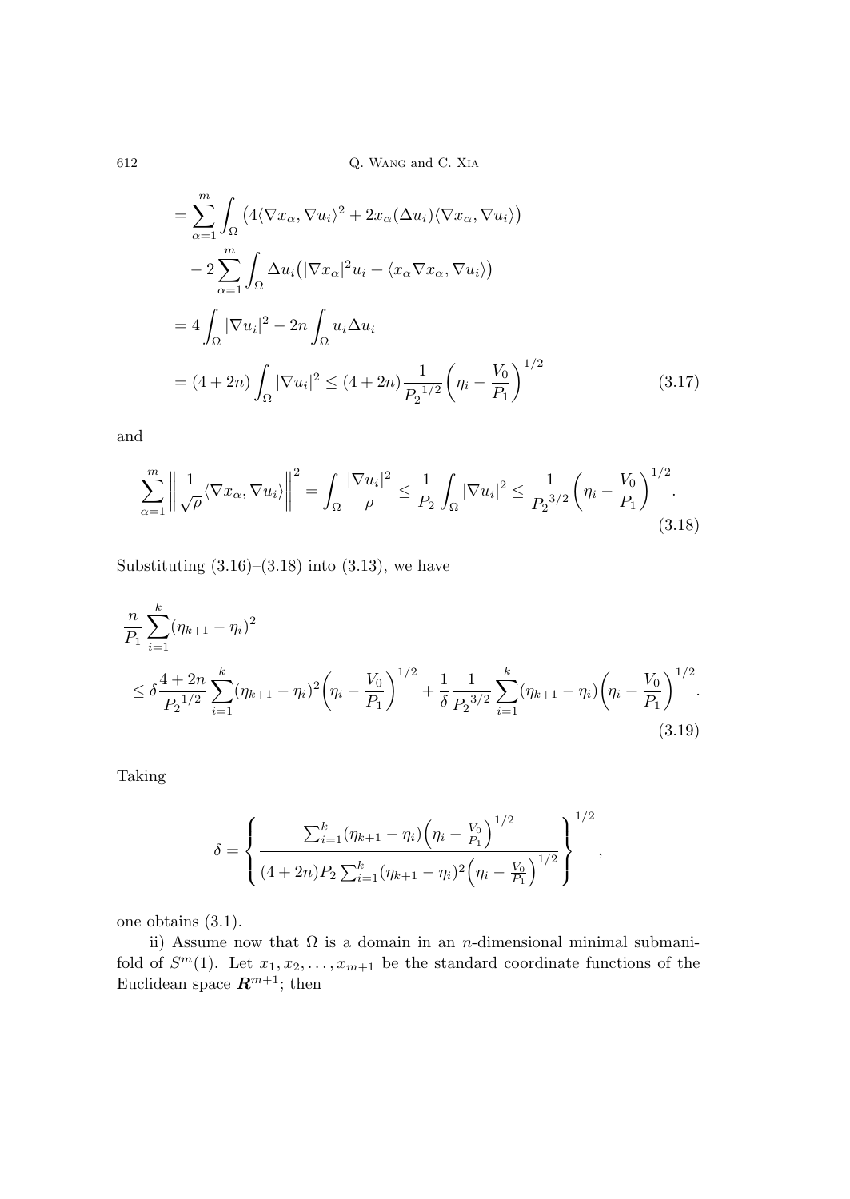$$
\begin{aligned}
&= \sum_{\alpha=1}^{m} \int_{\Omega} \big(4\langle \nabla x_\alpha, \nabla u_i\rangle^2 + 2x_\alpha(\Delta u_i)\langle \nabla x_\alpha, \nabla u_i\rangle\big) \\
&\quad - 2\sum_{\alpha=1}^{m} \int_{\Omega} \Delta u_i\big(|\nabla x_\alpha|^2 u_i + \langle x_\alpha \nabla x_\alpha, \nabla u_i\rangle\big) \\
&= 4\int_{\Omega} |\nabla u_i|^2 - 2n\int_{\Omega} u_i \Delta u_i \\
&= (4+2n)\int_{\Omega} |\nabla u_i|^2 \le (4+2n)\frac{1}{{P_2}^{1/2}}\bigg(\eta_i - \frac{V_0}{P_1}\bigg)^{1/2} \qquad (3.17)
\end{aligned}
$$

and

$$
\sum_{\alpha=1}^{m} \bigg\| \frac{1}{\sqrt{\rho}}\langle \nabla x_\alpha, \nabla u_i\rangle \bigg\|^2 = \int_{\Omega} \frac{|\nabla u_i|^2}{\rho} \le \frac{1}{P_2}\int_{\Omega} |\nabla u_i|^2 \le \frac{1}{{P_2}^{3/2}}\bigg(\eta_i - \frac{V_0}{P_1}\bigg)^{1/2}. \qquad (3.18)
$$

Substituting (3.16)–(3.18) into (3.13), we have

$$
\begin{aligned}
&\frac{n}{P_1}\sum_{i=1}^{k}(\eta_{k+1}-\eta_i)^2 \\
&\le \delta\frac{4+2n}{{P_2}^{1/2}}\sum_{i=1}^{k}(\eta_{k+1}-\eta_i)^2\bigg(\eta_i - \frac{V_0}{P_1}\bigg)^{1/2} + \frac{1}{\delta}\frac{1}{{P_2}^{3/2}}\sum_{i=1}^{k}(\eta_{k+1}-\eta_i)\bigg(\eta_i - \frac{V_0}{P_1}\bigg)^{1/2}. \qquad (3.19)
\end{aligned}
$$

Taking

$$
\delta = \left\{ \frac{\sum_{i=1}^{k}(\eta_{k+1}-\eta_i)\Big(\eta_i - \frac{V_0}{P_1}\Big)^{1/2}}{(4+2n)P_2\sum_{i=1}^{k}(\eta_{k+1}-\eta_i)^2\Big(\eta_i - \frac{V_0}{P_1}\Big)^{1/2}} \right\}^{1/2},
$$

one obtains (3.1).

ii) Assume now that $\Omega$ is a domain in an $n$-dimensional minimal submanifold of $S^m(1)$. Let $x_1, x_2, \ldots, x_{m+1}$ be the standard coordinate functions of the Euclidean space $\boldsymbol{R}^{m+1}$; then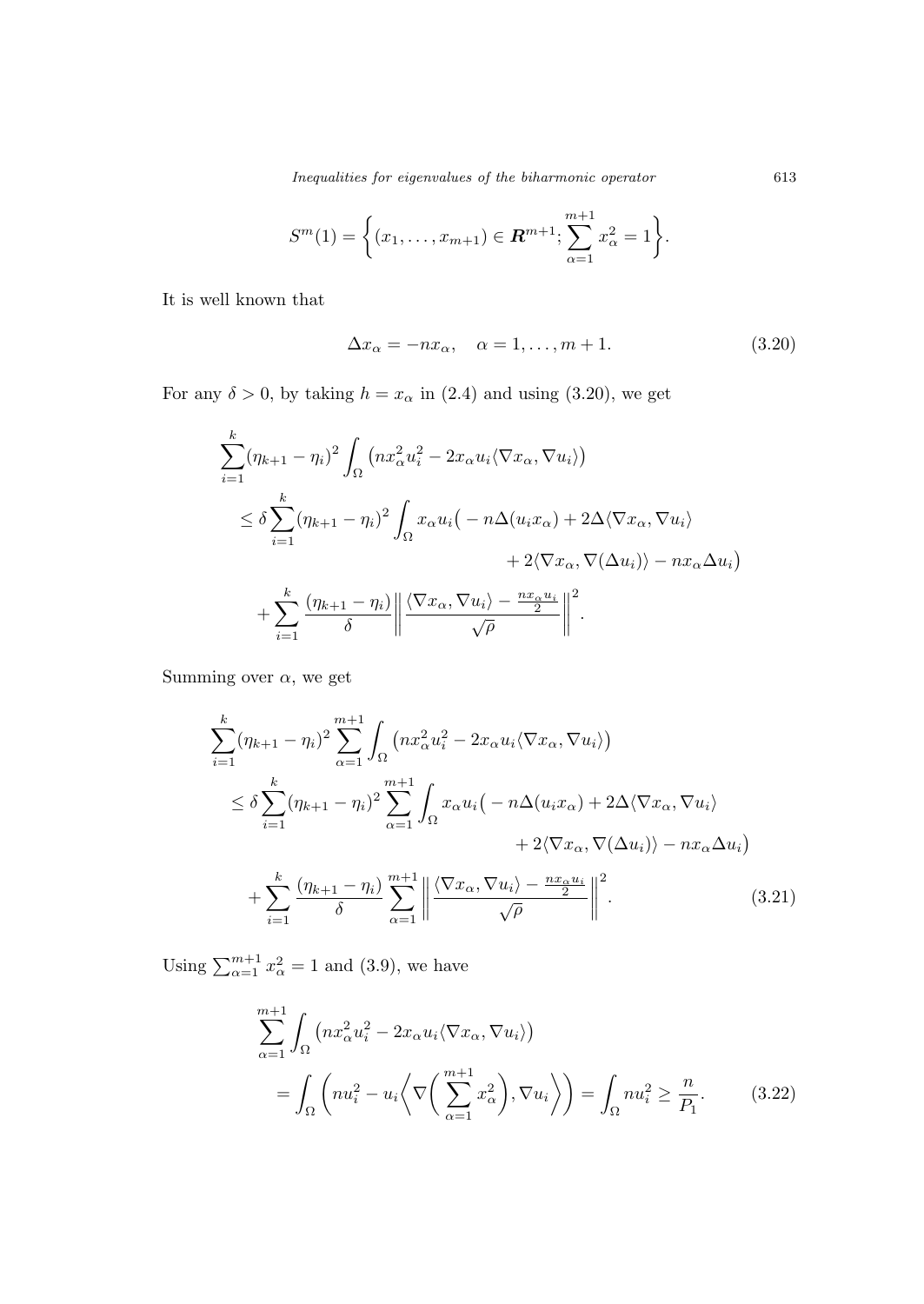$$S^m(1) = \left\{ (x_1, \ldots, x_{m+1}) \in \boldsymbol{R}^{m+1}; \sum_{\alpha=1}^{m+1} x_\alpha^2 = 1 \right\}.$$

It is well known that

$$\Delta x_\alpha = -n x_\alpha, \quad \alpha = 1, \ldots, m+1. \tag{3.20}$$

For any $\delta > 0$, by taking $h = x_\alpha$ in (2.4) and using (3.20), we get

$$\begin{aligned}
\sum_{i=1}^{k} (\eta_{k+1} - \eta_i)^2 & \int_\Omega \left( n x_\alpha^2 u_i^2 - 2 x_\alpha u_i \langle \nabla x_\alpha, \nabla u_i \rangle \right) \\
& \leq \delta \sum_{i=1}^{k} (\eta_{k+1} - \eta_i)^2 \int_\Omega x_\alpha u_i \big( - n \Delta(u_i x_\alpha) + 2 \Delta \langle \nabla x_\alpha, \nabla u_i \rangle \\
& \qquad\qquad + 2 \langle \nabla x_\alpha, \nabla(\Delta u_i) \rangle - n x_\alpha \Delta u_i \big) \\
& \quad + \sum_{i=1}^{k} \frac{(\eta_{k+1} - \eta_i)}{\delta} \left\| \frac{\langle \nabla x_\alpha, \nabla u_i \rangle - \frac{n x_\alpha u_i}{2}}{\sqrt{\rho}} \right\|^2.
\end{aligned}$$

Summing over $\alpha$, we get

$$\begin{aligned}
\sum_{i=1}^{k} (\eta_{k+1} - \eta_i)^2 & \sum_{\alpha=1}^{m+1} \int_\Omega \left( n x_\alpha^2 u_i^2 - 2 x_\alpha u_i \langle \nabla x_\alpha, \nabla u_i \rangle \right) \\
& \leq \delta \sum_{i=1}^{k} (\eta_{k+1} - \eta_i)^2 \sum_{\alpha=1}^{m+1} \int_\Omega x_\alpha u_i \big( - n \Delta(u_i x_\alpha) + 2 \Delta \langle \nabla x_\alpha, \nabla u_i \rangle \\
& \qquad\qquad + 2 \langle \nabla x_\alpha, \nabla(\Delta u_i) \rangle - n x_\alpha \Delta u_i \big) \\
& \quad + \sum_{i=1}^{k} \frac{(\eta_{k+1} - \eta_i)}{\delta} \sum_{\alpha=1}^{m+1} \left\| \frac{\langle \nabla x_\alpha, \nabla u_i \rangle - \frac{n x_\alpha u_i}{2}}{\sqrt{\rho}} \right\|^2.
\end{aligned} \tag{3.21}$$

Using $\sum_{\alpha=1}^{m+1} x_\alpha^2 = 1$ and (3.9), we have

$$\begin{aligned}
\sum_{\alpha=1}^{m+1} & \int_\Omega \left( n x_\alpha^2 u_i^2 - 2 x_\alpha u_i \langle \nabla x_\alpha, \nabla u_i \rangle \right) \\
& = \int_\Omega \left( n u_i^2 - u_i \left\langle \nabla \left( \sum_{\alpha=1}^{m+1} x_\alpha^2 \right), \nabla u_i \right\rangle \right) = \int_\Omega n u_i^2 \geq \frac{n}{P_1}.
\end{aligned} \tag{3.22}$$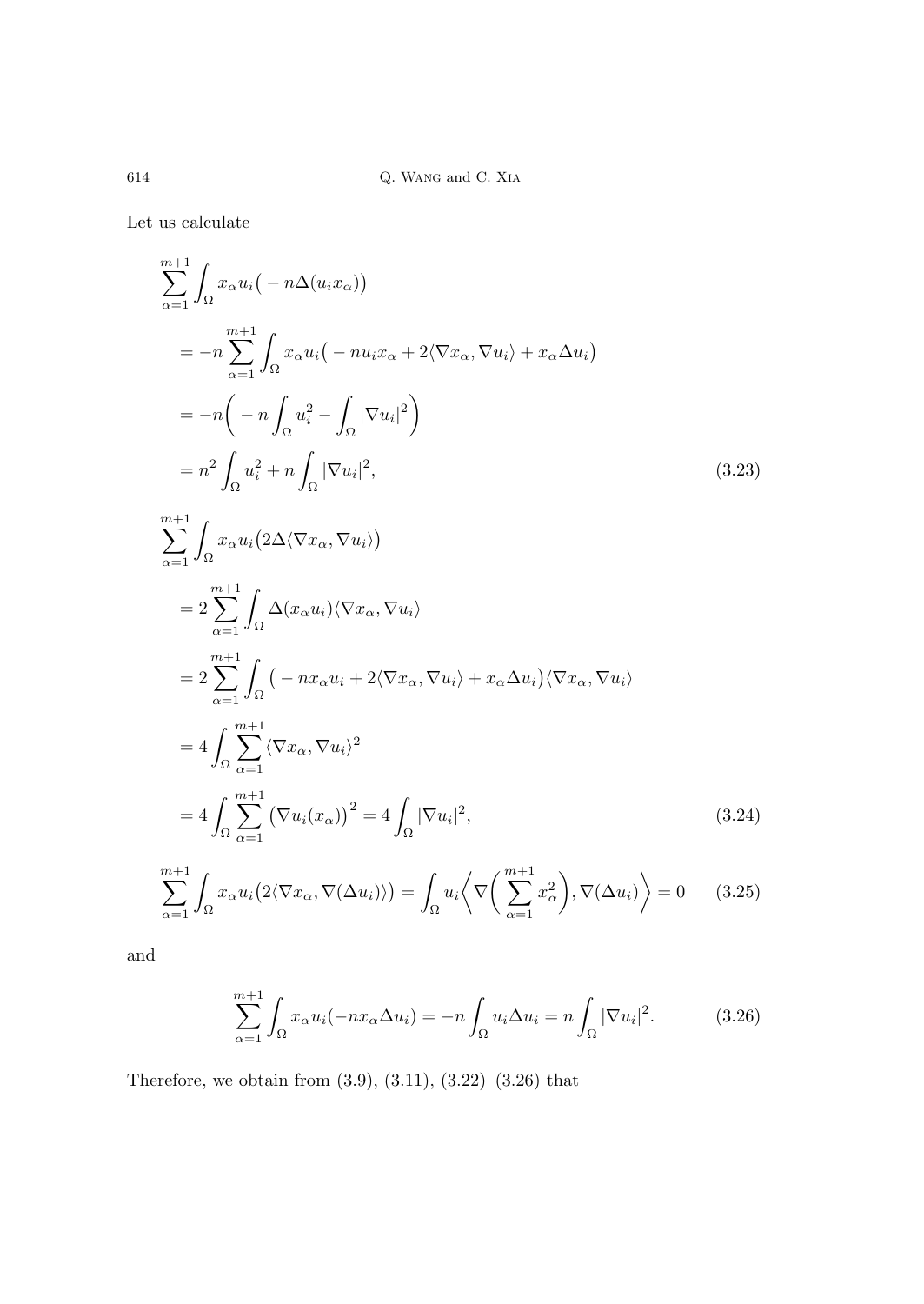Let us calculate

$$
\begin{aligned}
&\sum_{\alpha=1}^{m+1}\int_\Omega x_\alpha u_i\big(-n\Delta(u_i x_\alpha)\big)\\
&= -n\sum_{\alpha=1}^{m+1}\int_\Omega x_\alpha u_i\big(-nu_i x_\alpha + 2\langle\nabla x_\alpha,\nabla u_i\rangle + x_\alpha\Delta u_i\big)\\
&= -n\Big(-n\int_\Omega u_i^2 - \int_\Omega |\nabla u_i|^2\Big)\\
&= n^2\int_\Omega u_i^2 + n\int_\Omega |\nabla u_i|^2,
\end{aligned}
\tag{3.23}
$$

$$
\begin{aligned}
&\sum_{\alpha=1}^{m+1}\int_\Omega x_\alpha u_i\big(2\Delta\langle\nabla x_\alpha,\nabla u_i\rangle\big)\\
&= 2\sum_{\alpha=1}^{m+1}\int_\Omega \Delta(x_\alpha u_i)\langle\nabla x_\alpha,\nabla u_i\rangle\\
&= 2\sum_{\alpha=1}^{m+1}\int_\Omega \big(-nx_\alpha u_i + 2\langle\nabla x_\alpha,\nabla u_i\rangle + x_\alpha\Delta u_i\big)\langle\nabla x_\alpha,\nabla u_i\rangle\\
&= 4\int_\Omega \sum_{\alpha=1}^{m+1}\langle\nabla x_\alpha,\nabla u_i\rangle^2\\
&= 4\int_\Omega \sum_{\alpha=1}^{m+1}\big(\nabla u_i(x_\alpha)\big)^2 = 4\int_\Omega |\nabla u_i|^2,
\end{aligned}
\tag{3.24}
$$

$$
\sum_{\alpha=1}^{m+1}\int_\Omega x_\alpha u_i\big(2\langle\nabla x_\alpha,\nabla(\Delta u_i)\rangle\big) = \int_\Omega u_i\Big\langle\nabla\Big(\sum_{\alpha=1}^{m+1}x_\alpha^2\Big),\nabla(\Delta u_i)\Big\rangle = 0 \tag{3.25}
$$

and

$$
\sum_{\alpha=1}^{m+1}\int_\Omega x_\alpha u_i(-nx_\alpha\Delta u_i) = -n\int_\Omega u_i\Delta u_i = n\int_\Omega |\nabla u_i|^2. \tag{3.26}
$$

Therefore, we obtain from (3.9), (3.11), (3.22)–(3.26) that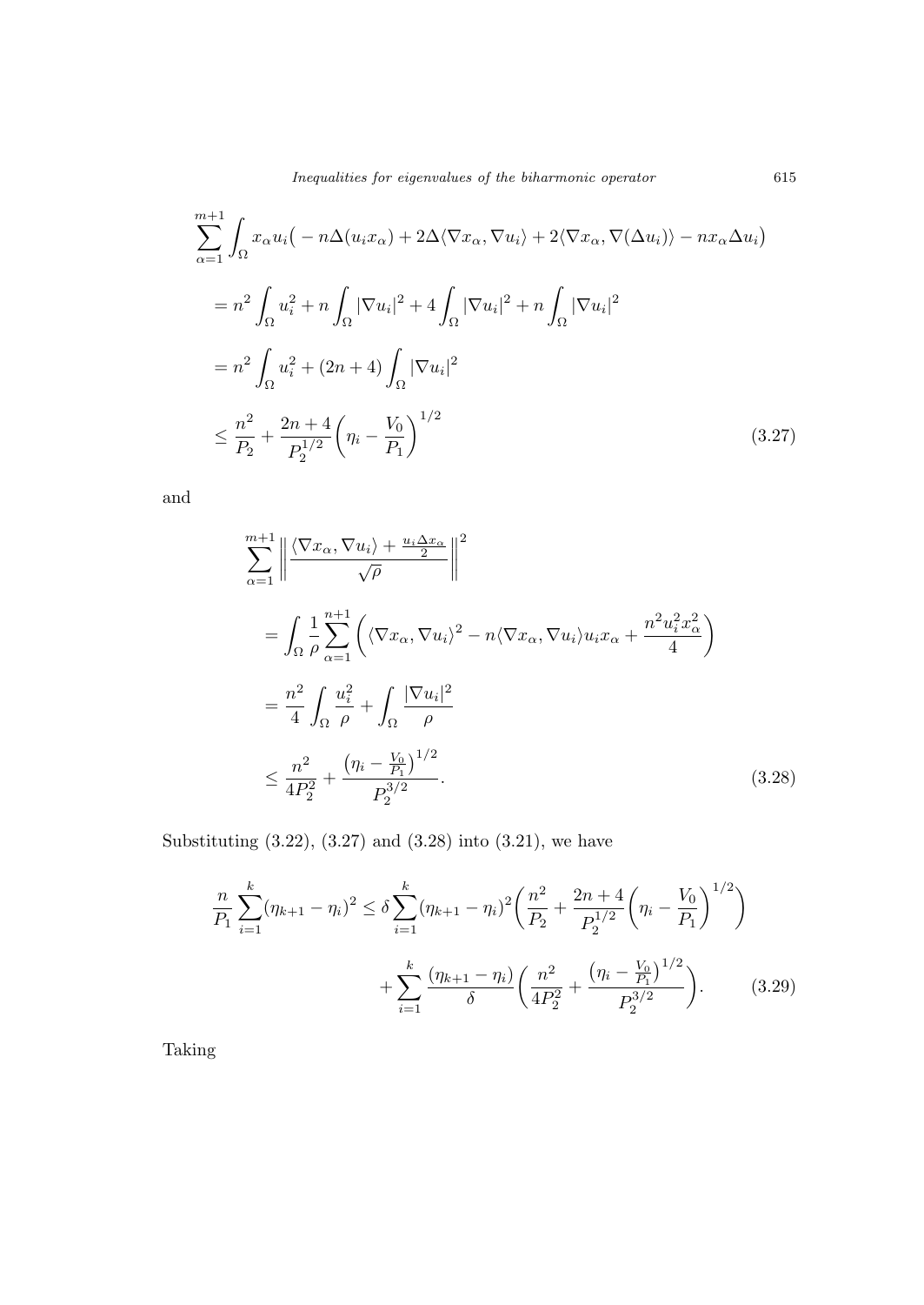$$
\begin{aligned}
&\sum_{\alpha=1}^{m+1} \int_\Omega x_\alpha u_i\big( -n\Delta(u_i x_\alpha) + 2\Delta\langle \nabla x_\alpha, \nabla u_i\rangle + 2\langle \nabla x_\alpha, \nabla(\Delta u_i)\rangle - n x_\alpha \Delta u_i\big) \\
&= n^2 \int_\Omega u_i^2 + n\int_\Omega |\nabla u_i|^2 + 4\int_\Omega |\nabla u_i|^2 + n\int_\Omega |\nabla u_i|^2 \\
&= n^2 \int_\Omega u_i^2 + (2n+4)\int_\Omega |\nabla u_i|^2 \\
&\le \frac{n^2}{P_2} + \frac{2n+4}{P_2^{1/2}}\bigg(\eta_i - \frac{V_0}{P_1}\bigg)^{1/2} \qquad (3.27)
\end{aligned}
$$

and

$$
\begin{aligned}
&\sum_{\alpha=1}^{m+1} \bigg\| \frac{\langle \nabla x_\alpha, \nabla u_i\rangle + \frac{u_i \Delta x_\alpha}{2}}{\sqrt{\rho}} \bigg\|^2 \\
&= \int_\Omega \frac{1}{\rho} \sum_{\alpha=1}^{n+1} \bigg( \langle \nabla x_\alpha, \nabla u_i\rangle^2 - n\langle \nabla x_\alpha, \nabla u_i\rangle u_i x_\alpha + \frac{n^2 u_i^2 x_\alpha^2}{4}\bigg) \\
&= \frac{n^2}{4}\int_\Omega \frac{u_i^2}{\rho} + \int_\Omega \frac{|\nabla u_i|^2}{\rho} \\
&\le \frac{n^2}{4P_2^2} + \frac{\big(\eta_i - \frac{V_0}{P_1}\big)^{1/2}}{P_2^{3/2}}. \qquad (3.28)
\end{aligned}
$$

Substituting (3.22), (3.27) and (3.28) into (3.21), we have

$$
\begin{aligned}
\frac{n}{P_1}\sum_{i=1}^k (\eta_{k+1} - \eta_i)^2 \le{}& \delta \sum_{i=1}^k (\eta_{k+1} - \eta_i)^2 \bigg( \frac{n^2}{P_2} + \frac{2n+4}{P_2^{1/2}}\bigg(\eta_i - \frac{V_0}{P_1}\bigg)^{1/2}\bigg) \\
&+ \sum_{i=1}^k \frac{(\eta_{k+1} - \eta_i)}{\delta}\bigg( \frac{n^2}{4P_2^2} + \frac{\big(\eta_i - \frac{V_0}{P_1}\big)^{1/2}}{P_2^{3/2}}\bigg). \qquad (3.29)
\end{aligned}
$$

Taking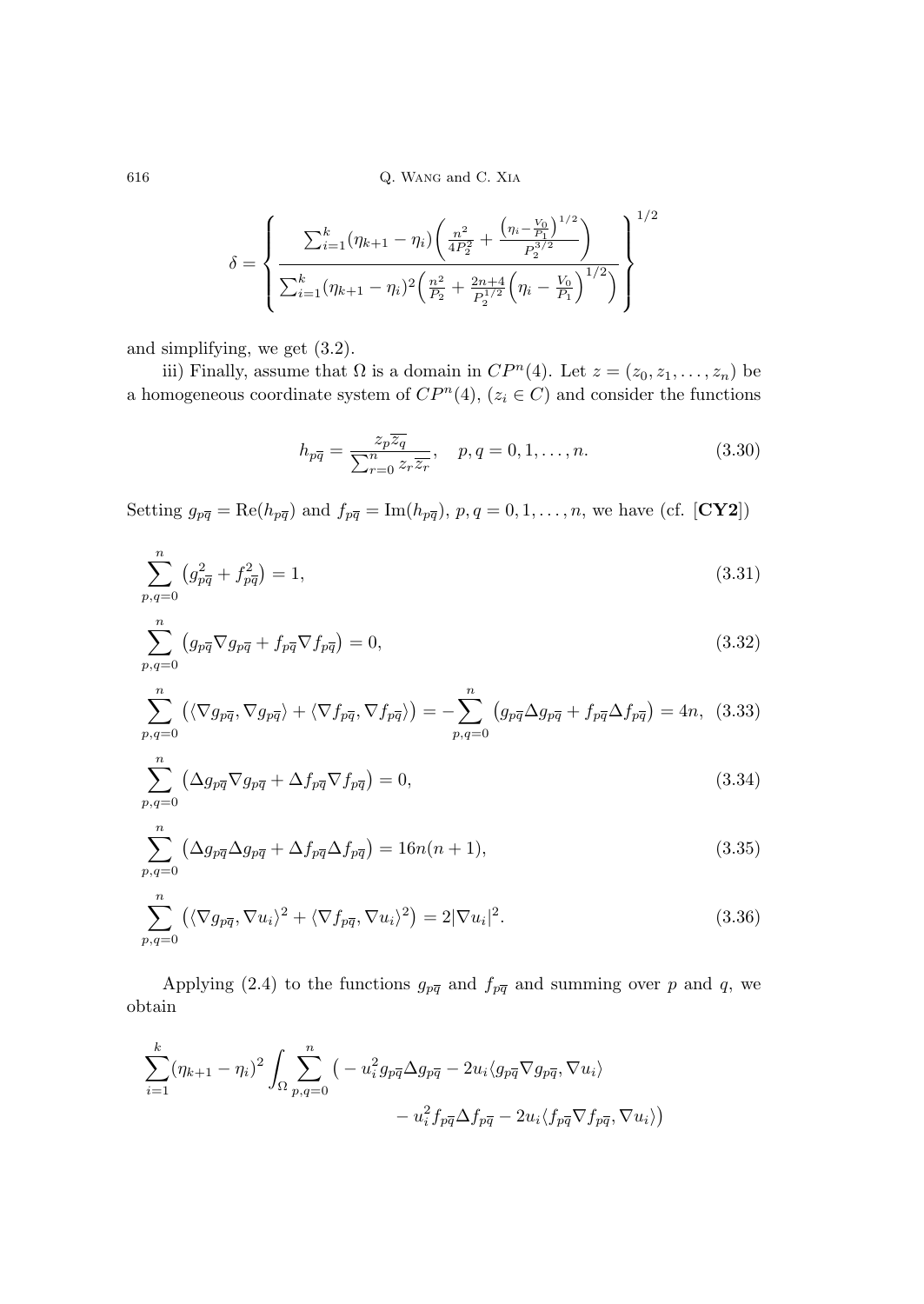$$\delta = \left\{ \frac{\sum_{i=1}^{k} (\eta_{k+1} - \eta_i) \left( \frac{n^2}{4P_2^2} + \frac{\left(\eta_i - \frac{V_0}{P_1}\right)^{1/2}}{P_2^{3/2}} \right)}{\sum_{i=1}^{k} (\eta_{k+1} - \eta_i)^2 \left( \frac{n^2}{P_2} + \frac{2n+4}{P_2^{1/2}} \left( \eta_i - \frac{V_0}{P_1} \right)^{1/2} \right)} \right\}^{1/2}$$

and simplifying, we get (3.2).

iii) Finally, assume that $\Omega$ is a domain in $CP^n(4)$. Let $z = (z_0, z_1, \ldots, z_n)$ be a homogeneous coordinate system of $CP^n(4)$, ($z_i \in C$) and consider the functions

$$h_{p\overline{q}} = \frac{z_p \overline{z_q}}{\sum_{r=0}^{n} z_r \overline{z_r}}, \quad p, q = 0, 1, \ldots, n. \tag{3.30}$$

Setting $g_{p\overline{q}} = \mathrm{Re}(h_{p\overline{q}})$ and $f_{p\overline{q}} = \mathrm{Im}(h_{p\overline{q}})$, $p, q = 0, 1, \ldots, n$, we have (cf. [**CY2**])

$$\sum_{p,q=0}^{n} \left( g_{p\overline{q}}^2 + f_{p\overline{q}}^2 \right) = 1, \tag{3.31}$$

$$\sum_{p,q=0}^{n} \left( g_{p\overline{q}} \nabla g_{p\overline{q}} + f_{p\overline{q}} \nabla f_{p\overline{q}} \right) = 0, \tag{3.32}$$

$$\sum_{p,q=0}^{n} \left( \langle \nabla g_{p\overline{q}}, \nabla g_{p\overline{q}} \rangle + \langle \nabla f_{p\overline{q}}, \nabla f_{p\overline{q}} \rangle \right) = -\sum_{p,q=0}^{n} \left( g_{p\overline{q}} \Delta g_{p\overline{q}} + f_{p\overline{q}} \Delta f_{p\overline{q}} \right) = 4n, \tag{3.33}$$

$$\sum_{p,q=0}^{n} \left( \Delta g_{p\overline{q}} \nabla g_{p\overline{q}} + \Delta f_{p\overline{q}} \nabla f_{p\overline{q}} \right) = 0, \tag{3.34}$$

$$\sum_{p,q=0}^{n} \left( \Delta g_{p\overline{q}} \Delta g_{p\overline{q}} + \Delta f_{p\overline{q}} \Delta f_{p\overline{q}} \right) = 16n(n+1), \tag{3.35}$$

$$\sum_{p,q=0}^{n} \left( \langle \nabla g_{p\overline{q}}, \nabla u_i \rangle^2 + \langle \nabla f_{p\overline{q}}, \nabla u_i \rangle^2 \right) = 2|\nabla u_i|^2. \tag{3.36}$$

Applying (2.4) to the functions $g_{p\overline{q}}$ and $f_{p\overline{q}}$ and summing over $p$ and $q$, we obtain

$$\sum_{i=1}^{k} (\eta_{k+1} - \eta_i)^2 \int_\Omega \sum_{p,q=0}^{n} \big( - u_i^2 g_{p\overline{q}} \Delta g_{p\overline{q}} - 2u_i \langle g_{p\overline{q}} \nabla g_{p\overline{q}}, \nabla u_i \rangle$$
$$- u_i^2 f_{p\overline{q}} \Delta f_{p\overline{q}} - 2u_i \langle f_{p\overline{q}} \nabla f_{p\overline{q}}, \nabla u_i \rangle \big)$$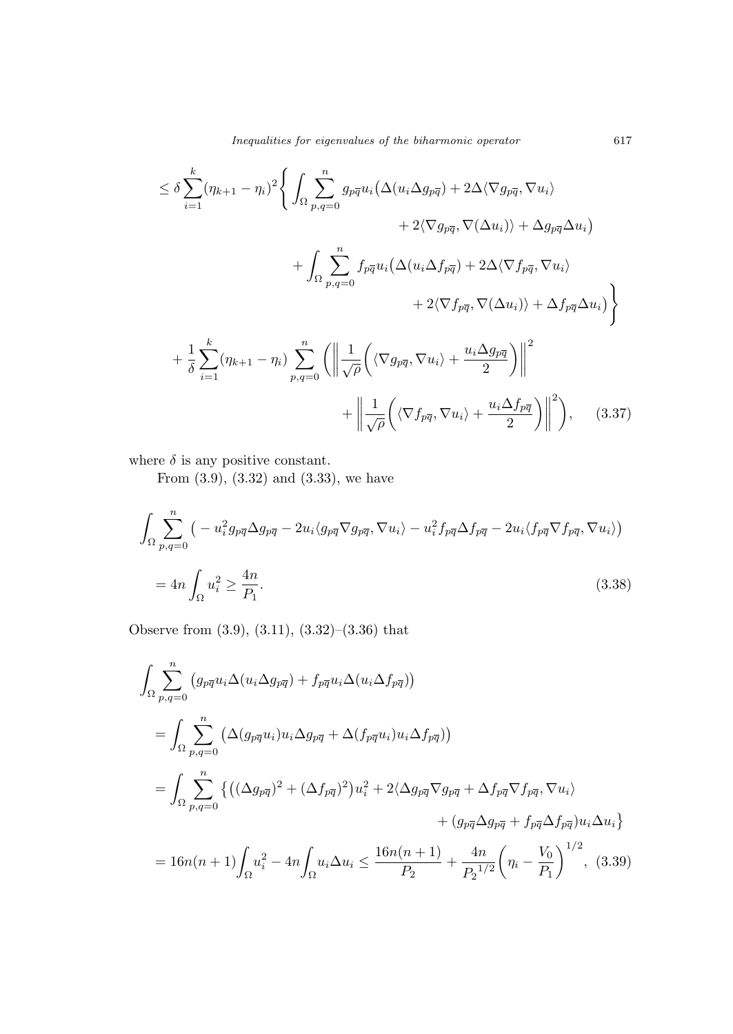$$
\begin{aligned}
&\le \delta \sum_{i=1}^{k} (\eta_{k+1} - \eta_i)^2 \Bigg\{ \int_\Omega \sum_{p,q=0}^{n} g_{p\overline{q}} u_i \big( \Delta(u_i \Delta g_{p\overline{q}}) + 2\Delta \langle \nabla g_{p\overline{q}}, \nabla u_i \rangle \\
&\qquad\qquad + 2\langle \nabla g_{p\overline{q}}, \nabla(\Delta u_i) \rangle + \Delta g_{p\overline{q}} \Delta u_i \big) \\
&\qquad + \int_\Omega \sum_{p,q=0}^{n} f_{p\overline{q}} u_i \big( \Delta(u_i \Delta f_{p\overline{q}}) + 2\Delta \langle \nabla f_{p\overline{q}}, \nabla u_i \rangle \\
&\qquad\qquad + 2\langle \nabla f_{p\overline{q}}, \nabla(\Delta u_i) \rangle + \Delta f_{p\overline{q}} \Delta u_i \big) \Bigg\} \\
&\quad + \frac{1}{\delta} \sum_{i=1}^{k} (\eta_{k+1} - \eta_i) \sum_{p,q=0}^{n} \Bigg( \bigg\| \frac{1}{\sqrt{\rho}} \bigg( \langle \nabla g_{p\overline{q}}, \nabla u_i \rangle + \frac{u_i \Delta g_{p\overline{q}}}{2} \bigg) \bigg\|^2 \\
&\qquad\qquad + \bigg\| \frac{1}{\sqrt{\rho}} \bigg( \langle \nabla f_{p\overline{q}}, \nabla u_i \rangle + \frac{u_i \Delta f_{p\overline{q}}}{2} \bigg) \bigg\|^2 \Bigg), \qquad (3.37)
\end{aligned}
$$

where $\delta$ is any positive constant.

From (3.9), (3.32) and (3.33), we have

$$
\begin{aligned}
&\int_\Omega \sum_{p,q=0}^{n} \big( - u_i^2 g_{p\overline{q}} \Delta g_{p\overline{q}} - 2u_i \langle g_{p\overline{q}} \nabla g_{p\overline{q}}, \nabla u_i \rangle - u_i^2 f_{p\overline{q}} \Delta f_{p\overline{q}} - 2u_i \langle f_{p\overline{q}} \nabla f_{p\overline{q}}, \nabla u_i \rangle \big) \\
&= 4n \int_\Omega u_i^2 \ge \frac{4n}{P_1}. \qquad (3.38)
\end{aligned}
$$

Observe from (3.9), (3.11), (3.32)–(3.36) that

$$
\begin{aligned}
&\int_\Omega \sum_{p,q=0}^{n} \big( g_{p\overline{q}} u_i \Delta(u_i \Delta g_{p\overline{q}}) + f_{p\overline{q}} u_i \Delta(u_i \Delta f_{p\overline{q}}) \big) \\
&= \int_\Omega \sum_{p,q=0}^{n} \big( \Delta(g_{p\overline{q}} u_i) u_i \Delta g_{p\overline{q}} + \Delta(f_{p\overline{q}} u_i) u_i \Delta f_{p\overline{q}} \big) \\
&= \int_\Omega \sum_{p,q=0}^{n} \big\{ \big( (\Delta g_{p\overline{q}})^2 + (\Delta f_{p\overline{q}})^2 \big) u_i^2 + 2\langle \Delta g_{p\overline{q}} \nabla g_{p\overline{q}} + \Delta f_{p\overline{q}} \nabla f_{p\overline{q}}, \nabla u_i \rangle \\
&\qquad\qquad + (g_{p\overline{q}} \Delta g_{p\overline{q}} + f_{p\overline{q}} \Delta f_{p\overline{q}}) u_i \Delta u_i \big\} \\
&= 16n(n+1) \int_\Omega u_i^2 - 4n \int_\Omega u_i \Delta u_i \le \frac{16n(n+1)}{P_2} + \frac{4n}{{P_2}^{1/2}} \bigg( \eta_i - \frac{V_0}{P_1} \bigg)^{1/2}, \ (3.39)
\end{aligned}
$$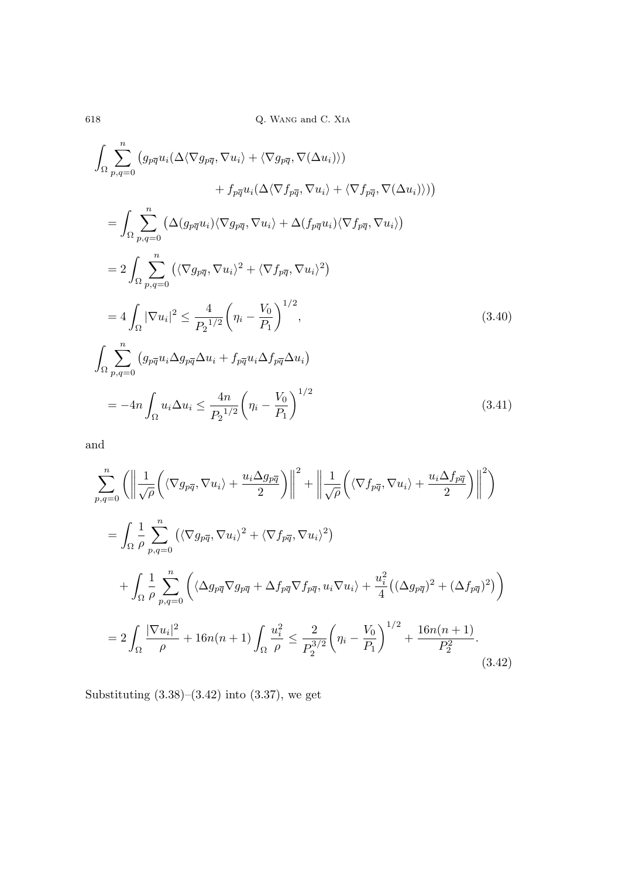$$
\begin{aligned}
&\int_\Omega \sum_{p,q=0}^{n} \big(g_{p\overline{q}} u_i (\Delta\langle \nabla g_{p\overline{q}}, \nabla u_i\rangle + \langle \nabla g_{p\overline{q}}, \nabla(\Delta u_i)\rangle) \\
&\qquad\qquad + f_{p\overline{q}} u_i (\Delta\langle \nabla f_{p\overline{q}}, \nabla u_i\rangle + \langle \nabla f_{p\overline{q}}, \nabla(\Delta u_i)\rangle)\big) \\
&= \int_\Omega \sum_{p,q=0}^{n} \big(\Delta(g_{p\overline{q}} u_i)\langle \nabla g_{p\overline{q}}, \nabla u_i\rangle + \Delta(f_{p\overline{q}} u_i)\langle \nabla f_{p\overline{q}}, \nabla u_i\rangle\big) \\
&= 2\int_\Omega \sum_{p,q=0}^{n} \big(\langle \nabla g_{p\overline{q}}, \nabla u_i\rangle^2 + \langle \nabla f_{p\overline{q}}, \nabla u_i\rangle^2\big) \\
&= 4\int_\Omega |\nabla u_i|^2 \leq \frac{4}{{P_2}^{1/2}}\bigg(\eta_i - \frac{V_0}{P_1}\bigg)^{1/2}, \qquad (3.40)
\end{aligned}
$$

$$
\begin{aligned}
&\int_\Omega \sum_{p,q=0}^{n} \big(g_{p\overline{q}} u_i \Delta g_{p\overline{q}} \Delta u_i + f_{p\overline{q}} u_i \Delta f_{p\overline{q}} \Delta u_i\big) \\
&= -4n\int_\Omega u_i \Delta u_i \leq \frac{4n}{{P_2}^{1/2}}\bigg(\eta_i - \frac{V_0}{P_1}\bigg)^{1/2} \qquad (3.41)
\end{aligned}
$$

and

$$
\begin{aligned}
&\sum_{p,q=0}^{n} \bigg(\bigg\|\frac{1}{\sqrt{\rho}}\bigg(\langle \nabla g_{p\overline{q}}, \nabla u_i\rangle + \frac{u_i \Delta g_{p\overline{q}}}{2}\bigg)\bigg\|^2 + \bigg\|\frac{1}{\sqrt{\rho}}\bigg(\langle \nabla f_{p\overline{q}}, \nabla u_i\rangle + \frac{u_i \Delta f_{p\overline{q}}}{2}\bigg)\bigg\|^2\bigg) \\
&= \int_\Omega \frac{1}{\rho} \sum_{p,q=0}^{n} \big(\langle \nabla g_{p\overline{q}}, \nabla u_i\rangle^2 + \langle \nabla f_{p\overline{q}}, \nabla u_i\rangle^2\big) \\
&\quad + \int_\Omega \frac{1}{\rho} \sum_{p,q=0}^{n} \bigg(\langle \Delta g_{p\overline{q}} \nabla g_{p\overline{q}} + \Delta f_{p\overline{q}} \nabla f_{p\overline{q}}, u_i \nabla u_i\rangle + \frac{u_i^2}{4}\big((\Delta g_{p\overline{q}})^2 + (\Delta f_{p\overline{q}})^2\big)\bigg) \\
&= 2\int_\Omega \frac{|\nabla u_i|^2}{\rho} + 16n(n+1)\int_\Omega \frac{u_i^2}{\rho} \leq \frac{2}{P_2^{3/2}}\bigg(\eta_i - \frac{V_0}{P_1}\bigg)^{1/2} + \frac{16n(n+1)}{P_2^2}. \qquad (3.42)
\end{aligned}
$$

Substituting (3.38)–(3.42) into (3.37), we get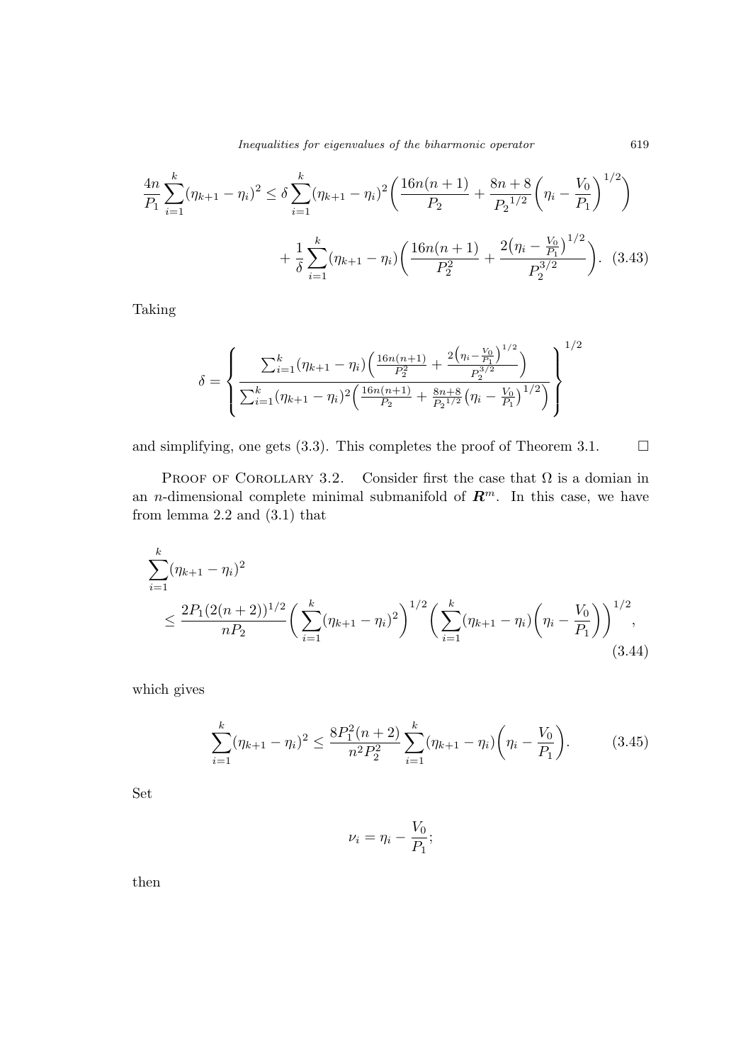$$\frac{4n}{P_1}\sum_{i=1}^{k}(\eta_{k+1}-\eta_i)^2 \le \delta \sum_{i=1}^{k}(\eta_{k+1}-\eta_i)^2\left(\frac{16n(n+1)}{P_2}+\frac{8n+8}{{P_2}^{1/2}}\left(\eta_i-\frac{V_0}{P_1}\right)^{1/2}\right)$$
$$+\frac{1}{\delta}\sum_{i=1}^{k}(\eta_{k+1}-\eta_i)\left(\frac{16n(n+1)}{P_2^2}+\frac{2\left(\eta_i-\frac{V_0}{P_1}\right)^{1/2}}{P_2^{3/2}}\right). \quad (3.43)$$

Taking

$$\delta=\left\{\frac{\sum_{i=1}^{k}(\eta_{k+1}-\eta_i)\left(\frac{16n(n+1)}{P_2^2}+\frac{2\left(\eta_i-\frac{V_0}{P_1}\right)^{1/2}}{P_2^{3/2}}\right)}{\sum_{i=1}^{k}(\eta_{k+1}-\eta_i)^2\left(\frac{16n(n+1)}{P_2}+\frac{8n+8}{{P_2}^{1/2}}\left(\eta_i-\frac{V_0}{P_1}\right)^{1/2}\right)}\right\}^{1/2}$$

and simplifying, one gets (3.3). This completes the proof of Theorem 3.1. $\square$

Proof of Corollary 3.2. Consider first the case that $\Omega$ is a domian in an $n$-dimensional complete minimal submanifold of $\boldsymbol{R}^m$. In this case, we have from lemma 2.2 and (3.1) that

$$\sum_{i=1}^{k}(\eta_{k+1}-\eta_i)^2 \le \frac{2P_1(2(n+2))^{1/2}}{nP_2}\left(\sum_{i=1}^{k}(\eta_{k+1}-\eta_i)^2\right)^{1/2}\left(\sum_{i=1}^{k}(\eta_{k+1}-\eta_i)\left(\eta_i-\frac{V_0}{P_1}\right)\right)^{1/2}, \quad (3.44)$$

which gives

$$\sum_{i=1}^{k}(\eta_{k+1}-\eta_i)^2 \le \frac{8P_1^2(n+2)}{n^2P_2^2}\sum_{i=1}^{k}(\eta_{k+1}-\eta_i)\left(\eta_i-\frac{V_0}{P_1}\right). \quad (3.45)$$

Set

$$\nu_i=\eta_i-\frac{V_0}{P_1};$$

then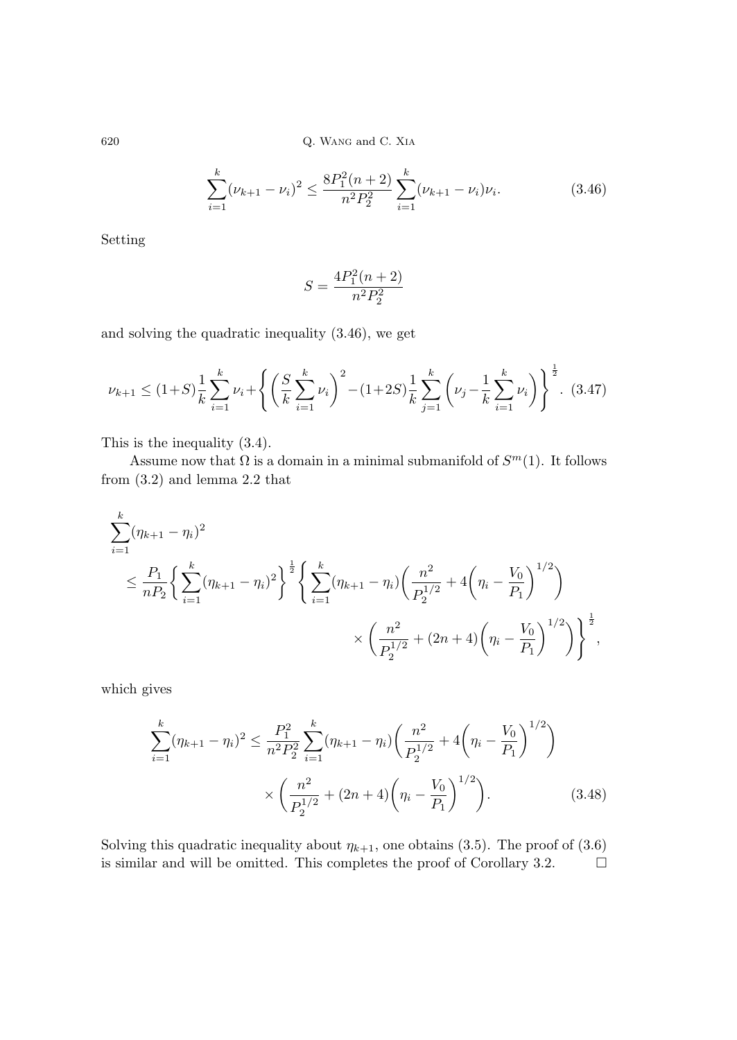$$\sum_{i=1}^{k}(\nu_{k+1}-\nu_i)^2 \le \frac{8P_1^2(n+2)}{n^2P_2^2}\sum_{i=1}^{k}(\nu_{k+1}-\nu_i)\nu_i. \tag{3.46}$$

Setting

$$S=\frac{4P_1^2(n+2)}{n^2P_2^2}$$

and solving the quadratic inequality (3.46), we get

$$\nu_{k+1}\le (1+S)\frac{1}{k}\sum_{i=1}^{k}\nu_i+\left\{\left(\frac{S}{k}\sum_{i=1}^{k}\nu_i\right)^2-(1+2S)\frac{1}{k}\sum_{j=1}^{k}\left(\nu_j-\frac{1}{k}\sum_{i=1}^{k}\nu_i\right)\right\}^{\frac{1}{2}}. \tag{3.47}$$

This is the inequality (3.4).

Assume now that $\Omega$ is a domain in a minimal submanifold of $S^m(1)$. It follows from (3.2) and lemma 2.2 that

$$\begin{aligned}
&\sum_{i=1}^{k}(\eta_{k+1}-\eta_i)^2\\
&\quad\le \frac{P_1}{nP_2}\left\{\sum_{i=1}^{k}(\eta_{k+1}-\eta_i)^2\right\}^{\frac{1}{2}}\left\{\sum_{i=1}^{k}(\eta_{k+1}-\eta_i)\left(\frac{n^2}{P_2^{1/2}}+4\left(\eta_i-\frac{V_0}{P_1}\right)^{1/2}\right)\right.\\
&\qquad\qquad\qquad\qquad\qquad\left.\times\left(\frac{n^2}{P_2^{1/2}}+(2n+4)\left(\eta_i-\frac{V_0}{P_1}\right)^{1/2}\right)\right\}^{\frac{1}{2}},
\end{aligned}$$

which gives

$$\begin{aligned}
\sum_{i=1}^{k}(\eta_{k+1}-\eta_i)^2 \le \frac{P_1^2}{n^2P_2^2}\sum_{i=1}^{k}(\eta_{k+1}-\eta_i)&\left(\frac{n^2}{P_2^{1/2}}+4\left(\eta_i-\frac{V_0}{P_1}\right)^{1/2}\right)\\
&\times\left(\frac{n^2}{P_2^{1/2}}+(2n+4)\left(\eta_i-\frac{V_0}{P_1}\right)^{1/2}\right).
\end{aligned} \tag{3.48}$$

Solving this quadratic inequality about $\eta_{k+1}$, one obtains (3.5). The proof of (3.6) is similar and will be omitted. This completes the proof of Corollary 3.2. $\square$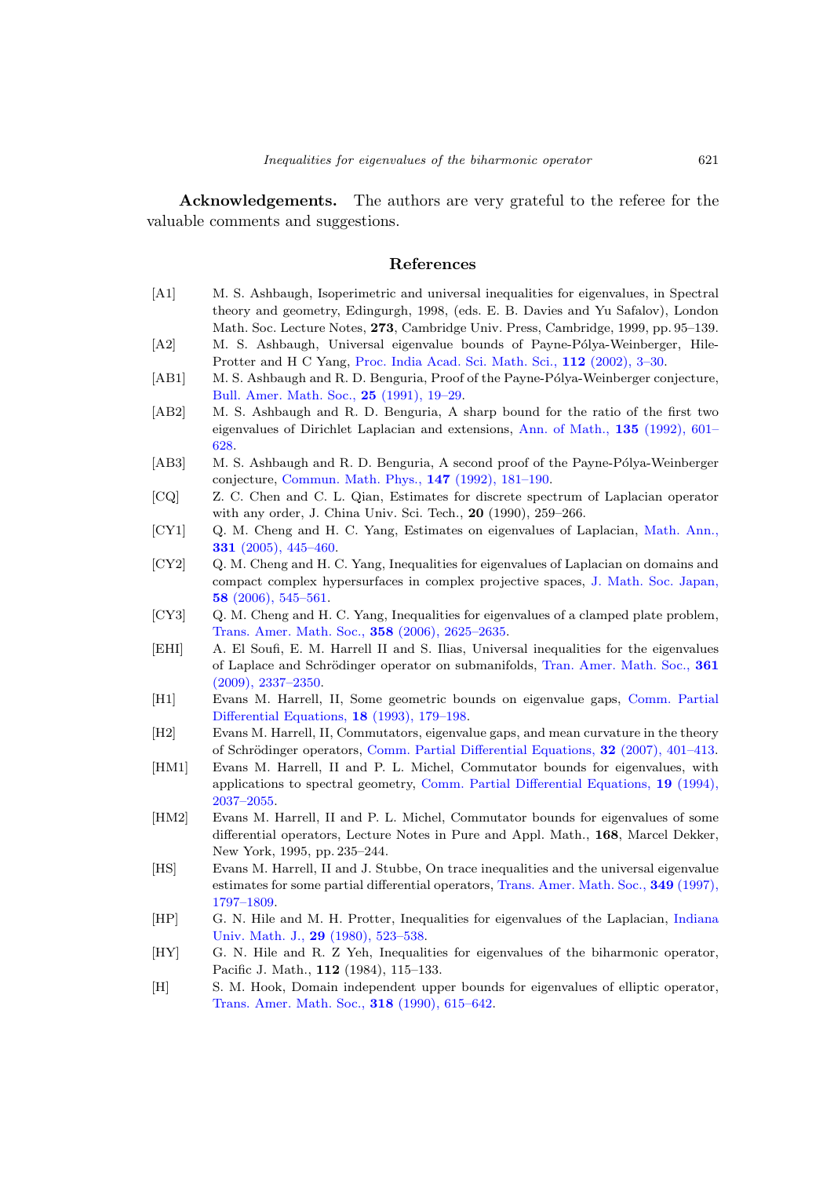**Acknowledgements.** The authors are very grateful to the referee for the valuable comments and suggestions.

## References

- [A1] M. S. Ashbaugh, Isoperimetric and universal inequalities for eigenvalues, in Spectral theory and geometry, Edingurgh, 1998, (eds. E. B. Davies and Yu Safalov), London Math. Soc. Lecture Notes, **273**, Cambridge Univ. Press, Cambridge, 1999, pp. 95–139.
- [A2] M. S. Ashbaugh, Universal eigenvalue bounds of Payne-Pólya-Weinberger, Hile-Protter and H C Yang, Proc. India Acad. Sci. Math. Sci., **112** (2002), 3–30.
- [AB1] M. S. Ashbaugh and R. D. Benguria, Proof of the Payne-Pólya-Weinberger conjecture, Bull. Amer. Math. Soc., **25** (1991), 19–29.
- [AB2] M. S. Ashbaugh and R. D. Benguria, A sharp bound for the ratio of the first two eigenvalues of Dirichlet Laplacian and extensions, Ann. of Math., **135** (1992), 601–628.
- [AB3] M. S. Ashbaugh and R. D. Benguria, A second proof of the Payne-Pólya-Weinberger conjecture, Commun. Math. Phys., **147** (1992), 181–190.
- [CQ] Z. C. Chen and C. L. Qian, Estimates for discrete spectrum of Laplacian operator with any order, J. China Univ. Sci. Tech., **20** (1990), 259–266.
- [CY1] Q. M. Cheng and H. C. Yang, Estimates on eigenvalues of Laplacian, Math. Ann., **331** (2005), 445–460.
- [CY2] Q. M. Cheng and H. C. Yang, Inequalities for eigenvalues of Laplacian on domains and compact complex hypersurfaces in complex projective spaces, J. Math. Soc. Japan, **58** (2006), 545–561.
- [CY3] Q. M. Cheng and H. C. Yang, Inequalities for eigenvalues of a clamped plate problem, Trans. Amer. Math. Soc., **358** (2006), 2625–2635.
- [EHI] A. El Soufi, E. M. Harrell II and S. Ilias, Universal inequalities for the eigenvalues of Laplace and Schrödinger operator on submanifolds, Tran. Amer. Math. Soc., **361** (2009), 2337–2350.
- [H1] Evans M. Harrell, II, Some geometric bounds on eigenvalue gaps, Comm. Partial Differential Equations, **18** (1993), 179–198.
- [H2] Evans M. Harrell, II, Commutators, eigenvalue gaps, and mean curvature in the theory of Schrödinger operators, Comm. Partial Differential Equations, **32** (2007), 401–413.
- [HM1] Evans M. Harrell, II and P. L. Michel, Commutator bounds for eigenvalues, with applications to spectral geometry, Comm. Partial Differential Equations, **19** (1994), 2037–2055.
- [HM2] Evans M. Harrell, II and P. L. Michel, Commutator bounds for eigenvalues of some differential operators, Lecture Notes in Pure and Appl. Math., **168**, Marcel Dekker, New York, 1995, pp. 235–244.
- [HS] Evans M. Harrell, II and J. Stubbe, On trace inequalities and the universal eigenvalue estimates for some partial differential operators, Trans. Amer. Math. Soc., **349** (1997), 1797–1809.
- [HP] G. N. Hile and M. H. Protter, Inequalities for eigenvalues of the Laplacian, Indiana Univ. Math. J., **29** (1980), 523–538.
- [HY] G. N. Hile and R. Z Yeh, Inequalities for eigenvalues of the biharmonic operator, Pacific J. Math., **112** (1984), 115–133.
- [H] S. M. Hook, Domain independent upper bounds for eigenvalues of elliptic operator, Trans. Amer. Math. Soc., **318** (1990), 615–642.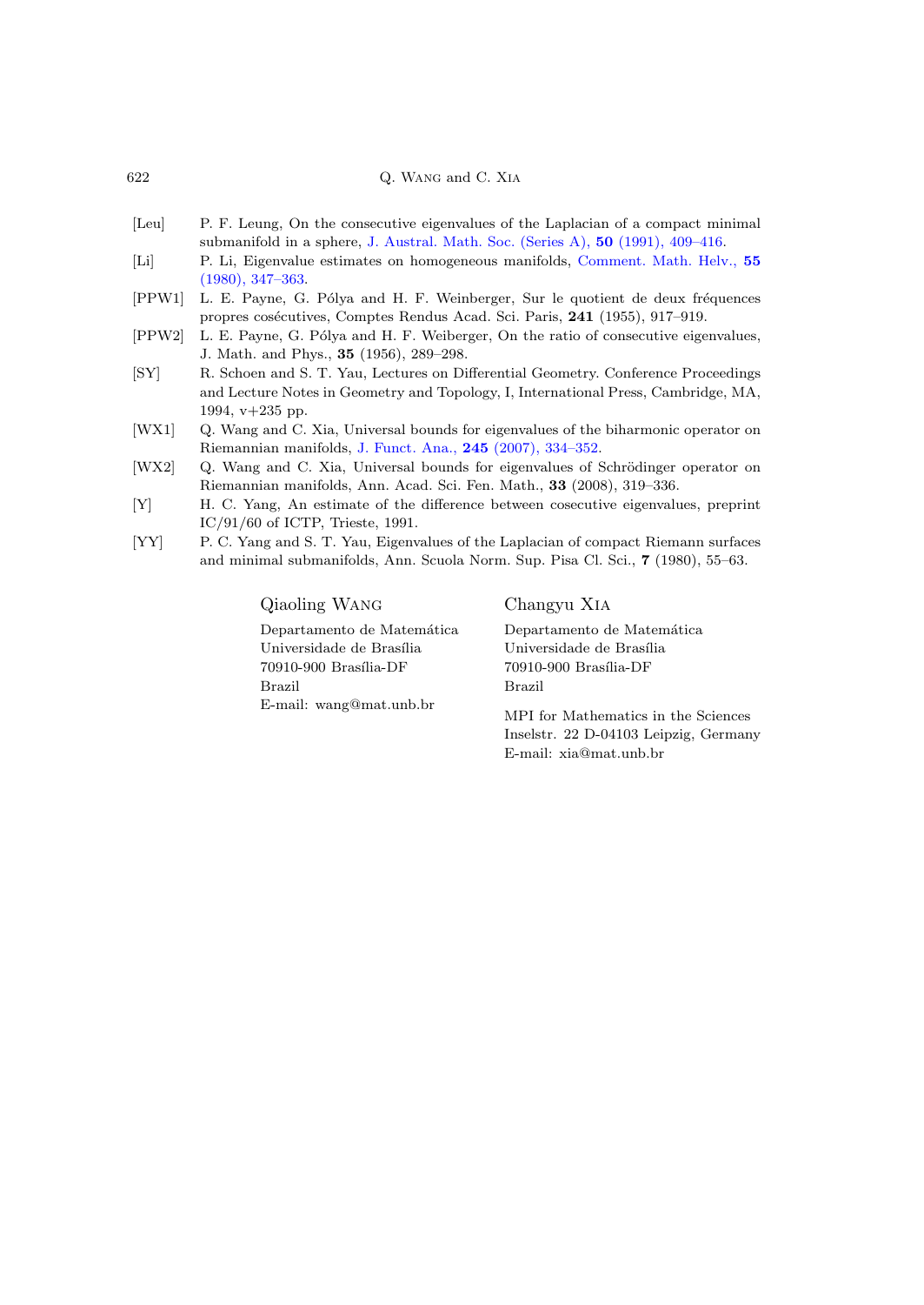[Leu] P. F. Leung, On the consecutive eigenvalues of the Laplacian of a compact minimal submanifold in a sphere, J. Austral. Math. Soc. (Series A), **50** (1991), 409–416.

[Li] P. Li, Eigenvalue estimates on homogeneous manifolds, Comment. Math. Helv., **55** (1980), 347–363.

[PPW1] L. E. Payne, G. Pólya and H. F. Weinberger, Sur le quotient de deux fréquences propres cosécutives, Comptes Rendus Acad. Sci. Paris, **241** (1955), 917–919.

[PPW2] L. E. Payne, G. Pólya and H. F. Weiberger, On the ratio of consecutive eigenvalues, J. Math. and Phys., **35** (1956), 289–298.

[SY] R. Schoen and S. T. Yau, Lectures on Differential Geometry. Conference Proceedings and Lecture Notes in Geometry and Topology, I, International Press, Cambridge, MA, 1994, v+235 pp.

[WX1] Q. Wang and C. Xia, Universal bounds for eigenvalues of the biharmonic operator on Riemannian manifolds, J. Funct. Ana., **245** (2007), 334–352.

[WX2] Q. Wang and C. Xia, Universal bounds for eigenvalues of Schrödinger operator on Riemannian manifolds, Ann. Acad. Sci. Fen. Math., **33** (2008), 319–336.

[Y] H. C. Yang, An estimate of the difference between cosecutive eigenvalues, preprint IC/91/60 of ICTP, Trieste, 1991.

[YY] P. C. Yang and S. T. Yau, Eigenvalues of the Laplacian of compact Riemann surfaces and minimal submanifolds, Ann. Scuola Norm. Sup. Pisa Cl. Sci., **7** (1980), 55–63.

Qiaoling Wang
Departamento de Matemática
Universidade de Brasília
70910-900 Brasília-DF
Brazil
E-mail: wang@mat.unb.br

Changyu Xia
Departamento de Matemática
Universidade de Brasília
70910-900 Brasília-DF
Brazil

MPI for Mathematics in the Sciences
Inselstr. 22 D-04103 Leipzig, Germany
E-mail: xia@mat.unb.br